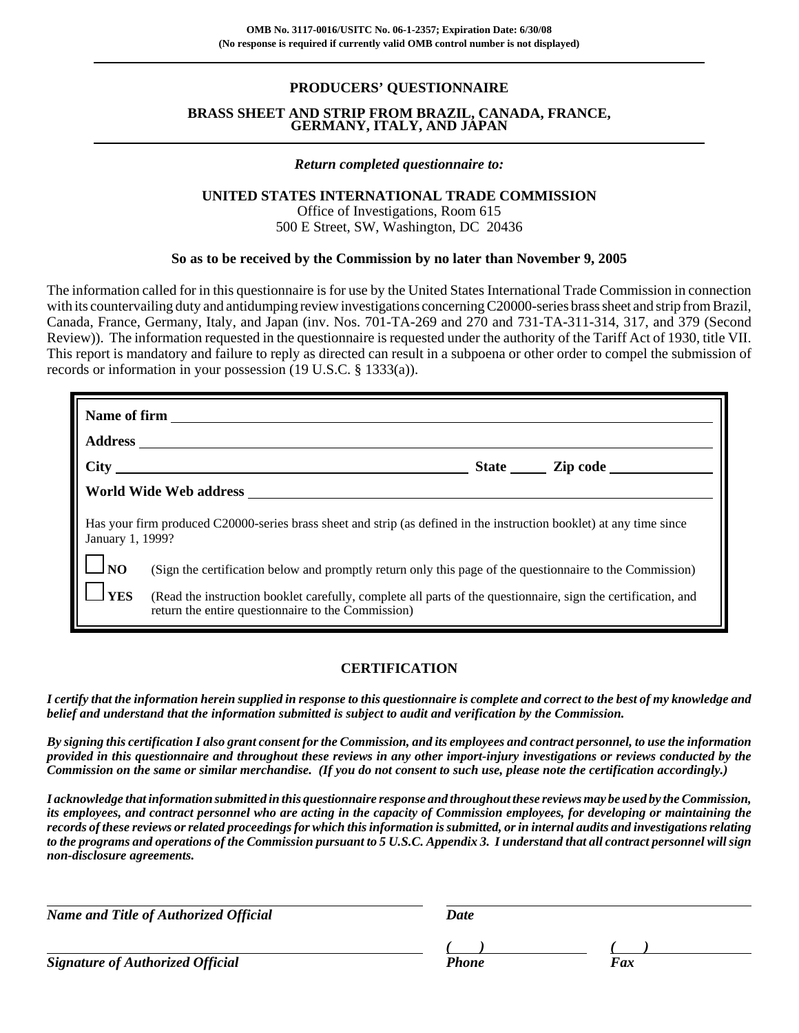**OMB No. 3117-0016/USITC No. 06-1-2357; Expiration Date: 6/30/08**
**(No response is required if currently valid OMB control number is not displayed)**

# PRODUCERS' QUESTIONNAIRE

## BRASS SHEET AND STRIP FROM BRAZIL, CANADA, FRANCE, GERMANY, ITALY, AND JAPAN

***Return completed questionnaire to:***

**UNITED STATES INTERNATIONAL TRADE COMMISSION**
Office of Investigations, Room 615
500 E Street, SW, Washington, DC 20436

**So as to be received by the Commission by no later than November 9, 2005**

The information called for in this questionnaire is for use by the United States International Trade Commission in connection with its countervailing duty and antidumping review investigations concerning C20000-series brass sheet and strip from Brazil, Canada, France, Germany, Italy, and Japan (inv. Nos. 701-TA-269 and 270 and 731-TA-311-314, 317, and 379 (Second Review)). The information requested in the questionnaire is requested under the authority of the Tariff Act of 1930, title VII. This report is mandatory and failure to reply as directed can result in a subpoena or other order to compel the submission of records or information in your possession (19 U.S.C. § 1333(a)).

**Name of firm** ______________________________

**Address** ______________________________

**City** ______________________ **State** _____ **Zip code** __________

**World Wide Web address** ______________________________

Has your firm produced C20000-series brass sheet and strip (as defined in the instruction booklet) at any time since January 1, 1999?

☐ **NO** (Sign the certification below and promptly return only this page of the questionnaire to the Commission)

☐ **YES** (Read the instruction booklet carefully, complete all parts of the questionnaire, sign the certification, and return the entire questionnaire to the Commission)

## CERTIFICATION

***I certify that the information herein supplied in response to this questionnaire is complete and correct to the best of my knowledge and belief and understand that the information submitted is subject to audit and verification by the Commission.***

***By signing this certification I also grant consent for the Commission, and its employees and contract personnel, to use the information provided in this questionnaire and throughout these reviews in any other import-injury investigations or reviews conducted by the Commission on the same or similar merchandise. (If you do not consent to such use, please note the certification accordingly.)***

***I acknowledge that information submitted in this questionnaire response and throughout these reviews may be used by the Commission, its employees, and contract personnel who are acting in the capacity of Commission employees, for developing or maintaining the records of these reviews or related proceedings for which this information is submitted, or in internal audits and investigations relating to the programs and operations of the Commission pursuant to 5 U.S.C. Appendix 3. I understand that all contract personnel will sign non-disclosure agreements.***

______________________________
***Name and Title of Authorized Official***

______________________________
***Date***

______________________________
***Signature of Authorized Official***

***(     )*** ______________
***Phone***

***(     )*** ______________
***Fax***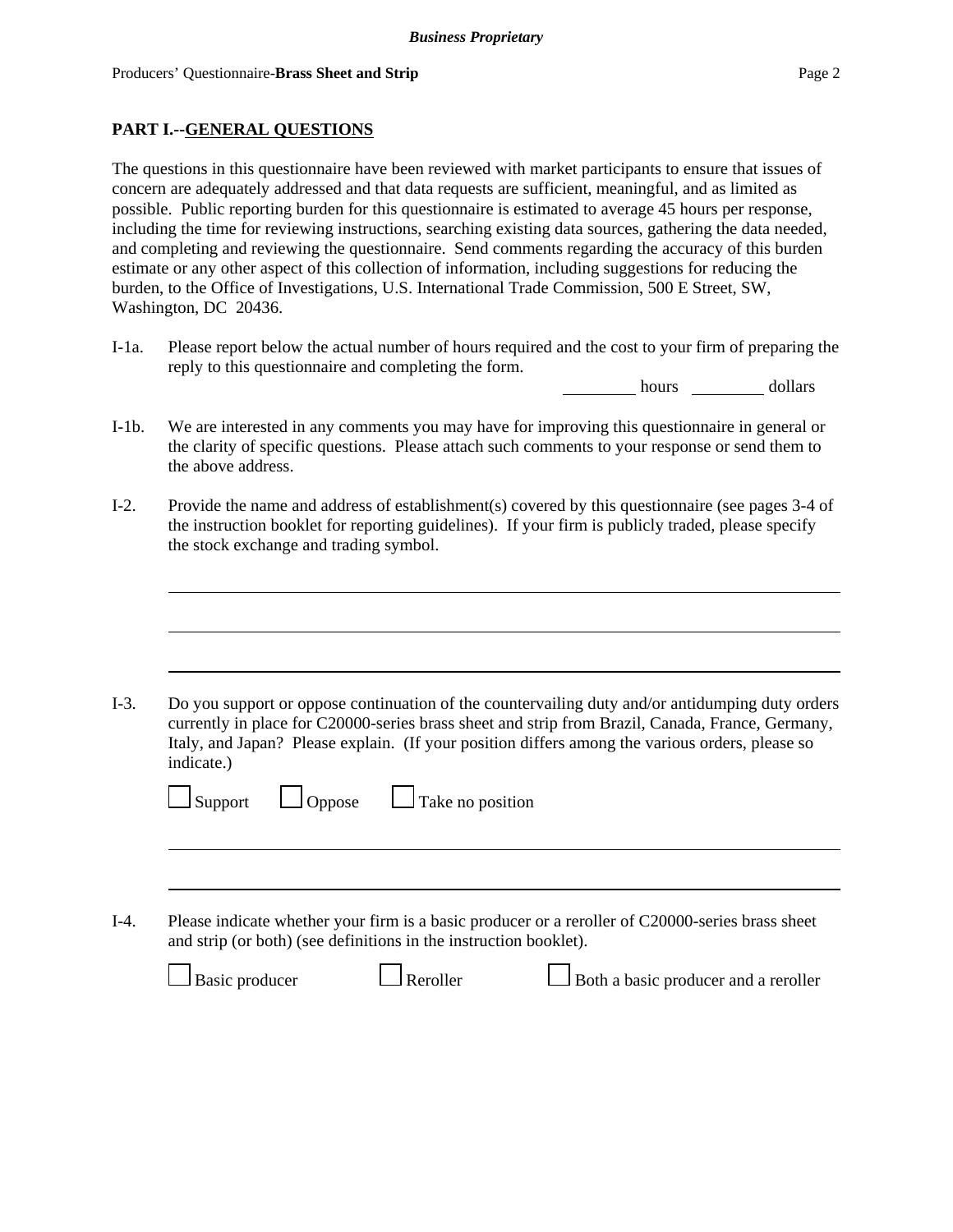## PART I.--GENERAL QUESTIONS

The questions in this questionnaire have been reviewed with market participants to ensure that issues of concern are adequately addressed and that data requests are sufficient, meaningful, and as limited as possible. Public reporting burden for this questionnaire is estimated to average 45 hours per response, including the time for reviewing instructions, searching existing data sources, gathering the data needed, and completing and reviewing the questionnaire. Send comments regarding the accuracy of this burden estimate or any other aspect of this collection of information, including suggestions for reducing the burden, to the Office of Investigations, U.S. International Trade Commission, 500 E Street, SW, Washington, DC 20436.

I-1a. Please report below the actual number of hours required and the cost to your firm of preparing the reply to this questionnaire and completing the form.

\_\_\_\_\_\_\_\_ hours \_\_\_\_\_\_\_\_ dollars

I-1b. We are interested in any comments you may have for improving this questionnaire in general or the clarity of specific questions. Please attach such comments to your response or send them to the above address.

I-2. Provide the name and address of establishment(s) covered by this questionnaire (see pages 3-4 of the instruction booklet for reporting guidelines). If your firm is publicly traded, please specify the stock exchange and trading symbol.

\_\_\_\_\_\_\_\_\_\_\_\_\_\_\_\_\_\_\_\_\_\_\_\_\_\_\_\_\_\_\_\_\_\_\_\_\_\_\_\_\_\_\_\_\_\_\_\_\_\_\_\_\_\_\_\_\_\_\_\_

\_\_\_\_\_\_\_\_\_\_\_\_\_\_\_\_\_\_\_\_\_\_\_\_\_\_\_\_\_\_\_\_\_\_\_\_\_\_\_\_\_\_\_\_\_\_\_\_\_\_\_\_\_\_\_\_\_\_\_\_

\_\_\_\_\_\_\_\_\_\_\_\_\_\_\_\_\_\_\_\_\_\_\_\_\_\_\_\_\_\_\_\_\_\_\_\_\_\_\_\_\_\_\_\_\_\_\_\_\_\_\_\_\_\_\_\_\_\_\_\_

I-3. Do you support or oppose continuation of the countervailing duty and/or antidumping duty orders currently in place for C20000-series brass sheet and strip from Brazil, Canada, France, Germany, Italy, and Japan? Please explain. (If your position differs among the various orders, please so indicate.)

☐ Support ☐ Oppose ☐ Take no position

\_\_\_\_\_\_\_\_\_\_\_\_\_\_\_\_\_\_\_\_\_\_\_\_\_\_\_\_\_\_\_\_\_\_\_\_\_\_\_\_\_\_\_\_\_\_\_\_\_\_\_\_\_\_\_\_\_\_\_\_

\_\_\_\_\_\_\_\_\_\_\_\_\_\_\_\_\_\_\_\_\_\_\_\_\_\_\_\_\_\_\_\_\_\_\_\_\_\_\_\_\_\_\_\_\_\_\_\_\_\_\_\_\_\_\_\_\_\_\_\_

I-4. Please indicate whether your firm is a basic producer or a reroller of C20000-series brass sheet and strip (or both) (see definitions in the instruction booklet).

☐ Basic producer ☐ Reroller ☐ Both a basic producer and a reroller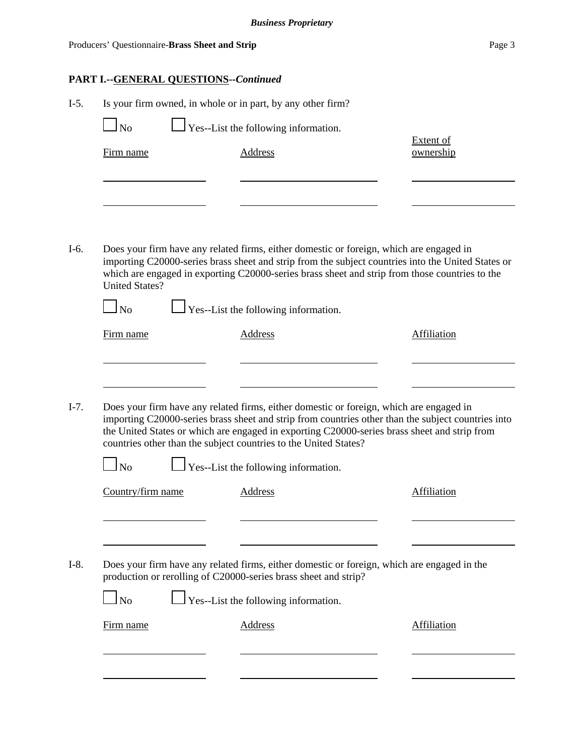**PART I.--GENERAL QUESTIONS--*Continued***

I-5. Is your firm owned, in whole or in part, by any other firm?

☐ No ☐ Yes--List the following information.

| Firm name | Address | Extent of ownership |
|---|---|---|
| | | |
| | | |

I-6. Does your firm have any related firms, either domestic or foreign, which are engaged in importing C20000-series brass sheet and strip from the subject countries into the United States or which are engaged in exporting C20000-series brass sheet and strip from those countries to the United States?

☐ No ☐ Yes--List the following information.

| Firm name | Address | Affiliation |
|---|---|---|
| | | |
| | | |

I-7. Does your firm have any related firms, either domestic or foreign, which are engaged in importing C20000-series brass sheet and strip from countries other than the subject countries into the United States or which are engaged in exporting C20000-series brass sheet and strip from countries other than the subject countries to the United States?

☐ No ☐ Yes--List the following information.

| Country/firm name | Address | Affiliation |
|---|---|---|
| | | |
| | | |

I-8. Does your firm have any related firms, either domestic or foreign, which are engaged in the production or rerolling of C20000-series brass sheet and strip?

☐ No ☐ Yes--List the following information.

| Firm name | Address | Affiliation |
|---|---|---|
| | | |
| | | |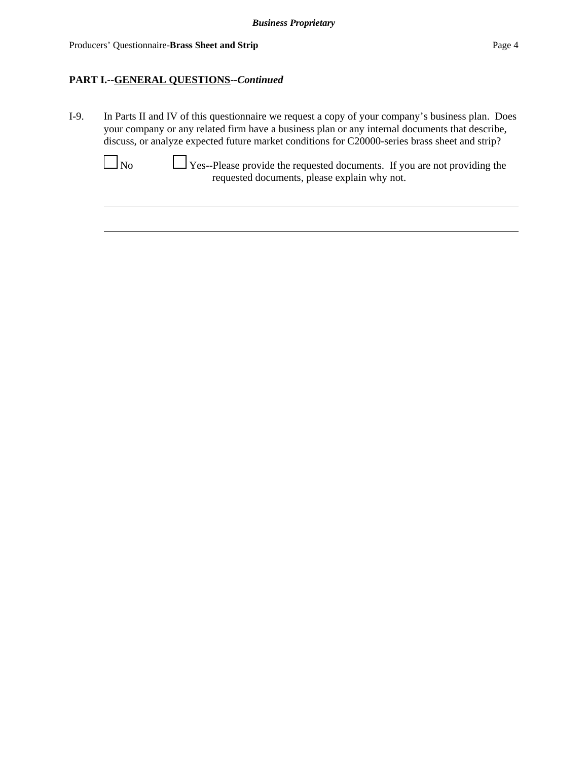## PART I.--GENERAL QUESTIONS--*Continued*

I-9. In Parts II and IV of this questionnaire we request a copy of your company's business plan. Does your company or any related firm have a business plan or any internal documents that describe, discuss, or analyze expected future market conditions for C20000-series brass sheet and strip?

☐ No ☐ Yes--Please provide the requested documents. If you are not providing the requested documents, please explain why not.

______________________________________________________________________

______________________________________________________________________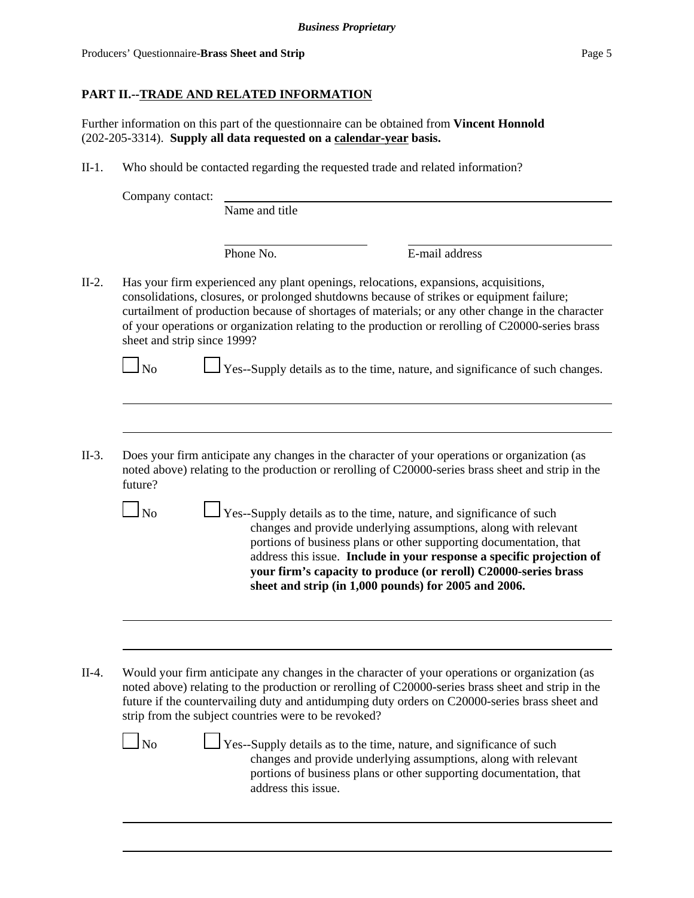## PART II.--TRADE AND RELATED INFORMATION

Further information on this part of the questionnaire can be obtained from **Vincent Honnold** (202-205-3314). **Supply all data requested on a calendar-year basis.**

II-1. Who should be contacted regarding the requested trade and related information?

Company contact: ______________________________________________
Name and title

______________________ ______________________
Phone No. E-mail address

II-2. Has your firm experienced any plant openings, relocations, expansions, acquisitions, consolidations, closures, or prolonged shutdowns because of strikes or equipment failure; curtailment of production because of shortages of materials; or any other change in the character of your operations or organization relating to the production or rerolling of C20000-series brass sheet and strip since 1999?

☐ No ☐ Yes--Supply details as to the time, nature, and significance of such changes.

______________________________________________

______________________________________________

II-3. Does your firm anticipate any changes in the character of your operations or organization (as noted above) relating to the production or rerolling of C20000-series brass sheet and strip in the future?

☐ No ☐ Yes--Supply details as to the time, nature, and significance of such changes and provide underlying assumptions, along with relevant portions of business plans or other supporting documentation, that address this issue. **Include in your response a specific projection of your firm's capacity to produce (or reroll) C20000-series brass sheet and strip (in 1,000 pounds) for 2005 and 2006.**

______________________________________________

______________________________________________

II-4. Would your firm anticipate any changes in the character of your operations or organization (as noted above) relating to the production or rerolling of C20000-series brass sheet and strip in the future if the countervailing duty and antidumping duty orders on C20000-series brass sheet and strip from the subject countries were to be revoked?

☐ No ☐ Yes--Supply details as to the time, nature, and significance of such changes and provide underlying assumptions, along with relevant portions of business plans or other supporting documentation, that address this issue.

______________________________________________

______________________________________________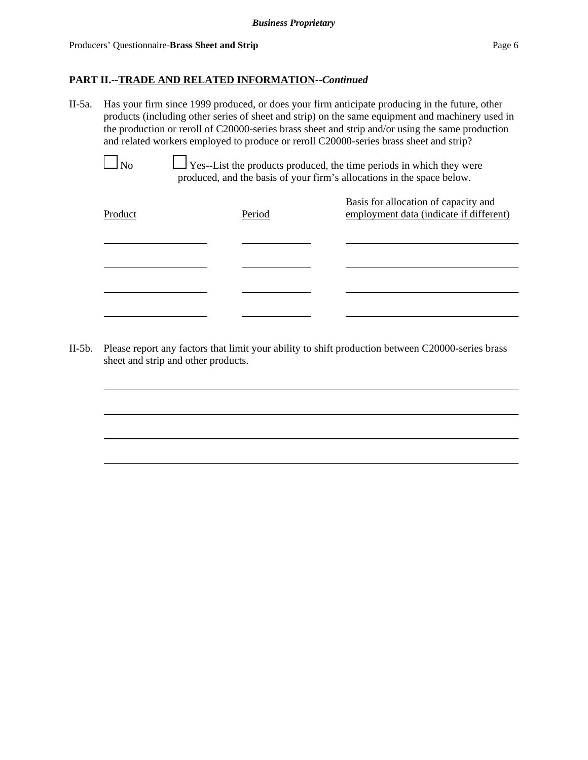**PART II.--TRADE AND RELATED INFORMATION--*Continued***

II-5a. Has your firm since 1999 produced, or does your firm anticipate producing in the future, other products (including other series of sheet and strip) on the same equipment and machinery used in the production or reroll of C20000-series brass sheet and strip and/or using the same production and related workers employed to produce or reroll C20000-series brass sheet and strip?

☐ No ☐ Yes--List the products produced, the time periods in which they were produced, and the basis of your firm's allocations in the space below.

| Product | Period | Basis for allocation of capacity and employment data (indicate if different) |
|---|---|---|
| | | |
| | | |
| | | |
| | | |

II-5b. Please report any factors that limit your ability to shift production between C20000-series brass sheet and strip and other products.

______________________________________________________________________

______________________________________________________________________

______________________________________________________________________

______________________________________________________________________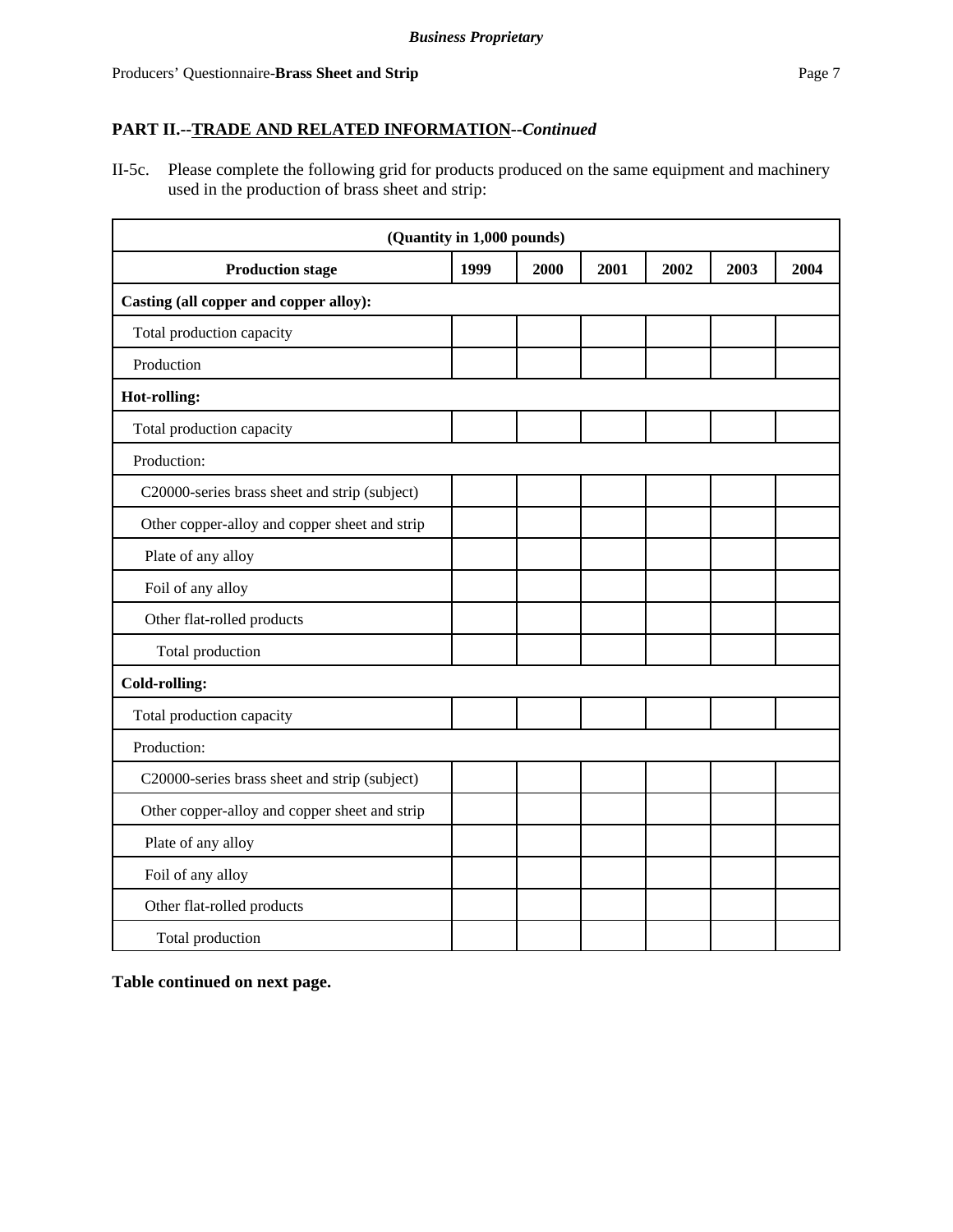## PART II.--TRADE AND RELATED INFORMATION--*Continued*

II-5c. Please complete the following grid for products produced on the same equipment and machinery used in the production of brass sheet and strip:

| (Quantity in 1,000 pounds) | | | | | | |
|---|---|---|---|---|---|---|
| **Production stage** | **1999** | **2000** | **2001** | **2002** | **2003** | **2004** |
| **Casting (all copper and copper alloy):** | | | | | | |
| Total production capacity | | | | | | |
| Production | | | | | | |
| **Hot-rolling:** | | | | | | |
| Total production capacity | | | | | | |
| Production: | | | | | | |
| C20000-series brass sheet and strip (subject) | | | | | | |
| Other copper-alloy and copper sheet and strip | | | | | | |
| Plate of any alloy | | | | | | |
| Foil of any alloy | | | | | | |
| Other flat-rolled products | | | | | | |
| Total production | | | | | | |
| **Cold-rolling:** | | | | | | |
| Total production capacity | | | | | | |
| Production: | | | | | | |
| C20000-series brass sheet and strip (subject) | | | | | | |
| Other copper-alloy and copper sheet and strip | | | | | | |
| Plate of any alloy | | | | | | |
| Foil of any alloy | | | | | | |
| Other flat-rolled products | | | | | | |
| Total production | | | | | | |

**Table continued on next page.**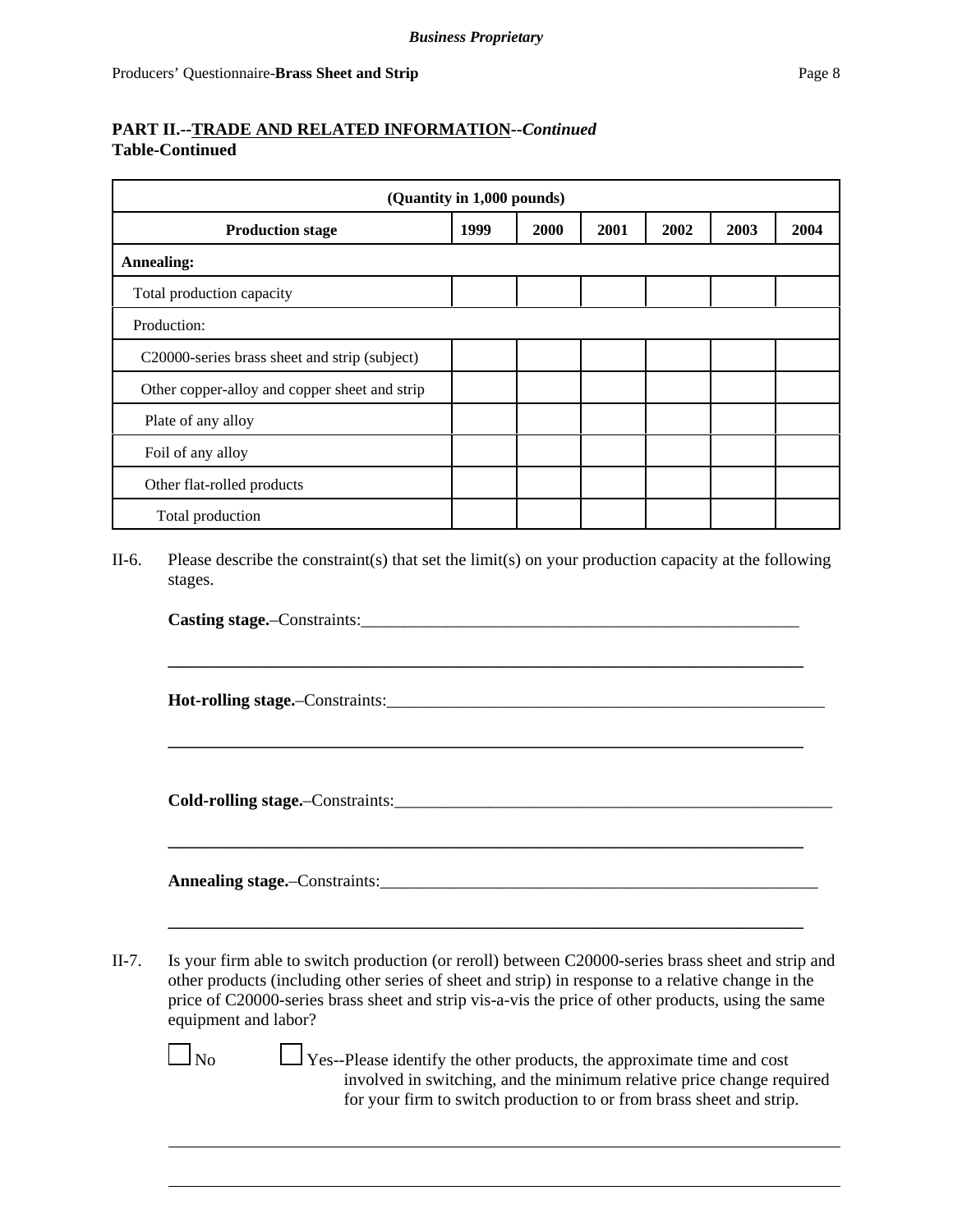**PART II.--TRADE AND RELATED INFORMATION--*Continued***
**Table-Continued**

| (Quantity in 1,000 pounds) | | | | | | |
|---|---|---|---|---|---|---|
| **Production stage** | **1999** | **2000** | **2001** | **2002** | **2003** | **2004** |
| **Annealing:** | | | | | | |
| Total production capacity | | | | | | |
| Production: | | | | | | |
| C20000-series brass sheet and strip (subject) | | | | | | |
| Other copper-alloy and copper sheet and strip | | | | | | |
| Plate of any alloy | | | | | | |
| Foil of any alloy | | | | | | |
| Other flat-rolled products | | | | | | |
| Total production | | | | | | |

II-6. Please describe the constraint(s) that set the limit(s) on your production capacity at the following stages.

**Casting stage.**–Constraints:____________________________________________________

______________________________________________________________________________

**Hot-rolling stage.**–Constraints:__________________________________________________

______________________________________________________________________________

**Cold-rolling stage.**–Constraints:_________________________________________________

______________________________________________________________________________

**Annealing stage.**–Constraints:___________________________________________________

______________________________________________________________________________

II-7. Is your firm able to switch production (or reroll) between C20000-series brass sheet and strip and other products (including other series of sheet and strip) in response to a relative change in the price of C20000-series brass sheet and strip vis-a-vis the price of other products, using the same equipment and labor?

☐ No ☐ Yes--Please identify the other products, the approximate time and cost involved in switching, and the minimum relative price change required for your firm to switch production to or from brass sheet and strip.

______________________________________________________________________________

______________________________________________________________________________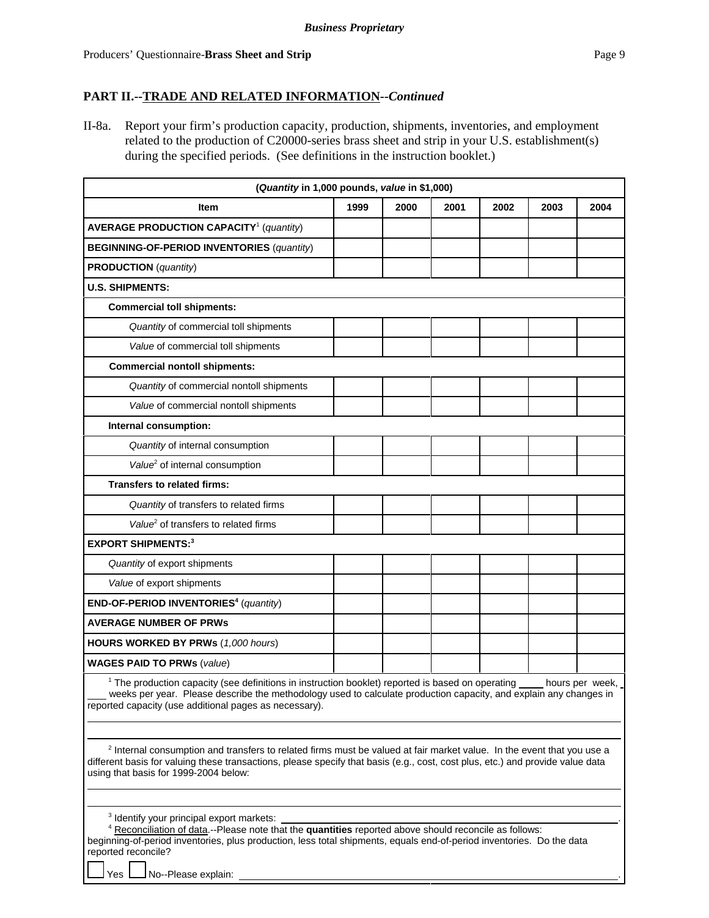**PART II.--TRADE AND RELATED INFORMATION--*Continued***

II-8a. Report your firm's production capacity, production, shipments, inventories, and employment related to the production of C20000-series brass sheet and strip in your U.S. establishment(s) during the specified periods. (See definitions in the instruction booklet.)

| (*Quantity* in 1,000 pounds, *value* in $1,000) | | | | | | |
|---|---|---|---|---|---|---|
| **Item** | **1999** | **2000** | **2001** | **2002** | **2003** | **2004** |
| **AVERAGE PRODUCTION CAPACITY**[1] (*quantity*) | | | | | | |
| **BEGINNING-OF-PERIOD INVENTORIES** (*quantity*) | | | | | | |
| **PRODUCTION** (*quantity*) | | | | | | |
| **U.S. SHIPMENTS:** | | | | | | |
| **Commercial toll shipments:** | | | | | | |
| *Quantity* of commercial toll shipments | | | | | | |
| *Value* of commercial toll shipments | | | | | | |
| **Commercial nontoll shipments:** | | | | | | |
| *Quantity* of commercial nontoll shipments | | | | | | |
| *Value* of commercial nontoll shipments | | | | | | |
| **Internal consumption:** | | | | | | |
| *Quantity* of internal consumption | | | | | | |
| *Value*[2] of internal consumption | | | | | | |
| **Transfers to related firms:** | | | | | | |
| *Quantity* of transfers to related firms | | | | | | |
| *Value*[2] of transfers to related firms | | | | | | |
| **EXPORT SHIPMENTS:**[3] | | | | | | |
| *Quantity* of export shipments | | | | | | |
| *Value* of export shipments | | | | | | |
| **END-OF-PERIOD INVENTORIES**[4] (*quantity*) | | | | | | |
| **AVERAGE NUMBER OF PRWs** | | | | | | |
| **HOURS WORKED BY PRWs** (*1,000 hours*) | | | | | | |
| **WAGES PAID TO PRWs** (*value*) | | | | | | |

[1] The production capacity (see definitions in instruction booklet) reported is based on operating ____ hours per week, ____ weeks per year. Please describe the methodology used to calculate production capacity, and explain any changes in reported capacity (use additional pages as necessary).

______________________________________________________________________

______________________________________________________________________

[2] Internal consumption and transfers to related firms must be valued at fair market value. In the event that you use a different basis for valuing these transactions, please specify that basis (e.g., cost, cost plus, etc.) and provide value data using that basis for 1999-2004 below:

______________________________________________________________________

______________________________________________________________________

[3] Identify your principal export markets: ______________________________________________.

[4] Reconciliation of data.--Please note that the **quantities** reported above should reconcile as follows: beginning-of-period inventories, plus production, less total shipments, equals end-of-period inventories. Do the data reported reconcile?

☐ Yes ☐ No--Please explain: ______________________________________________.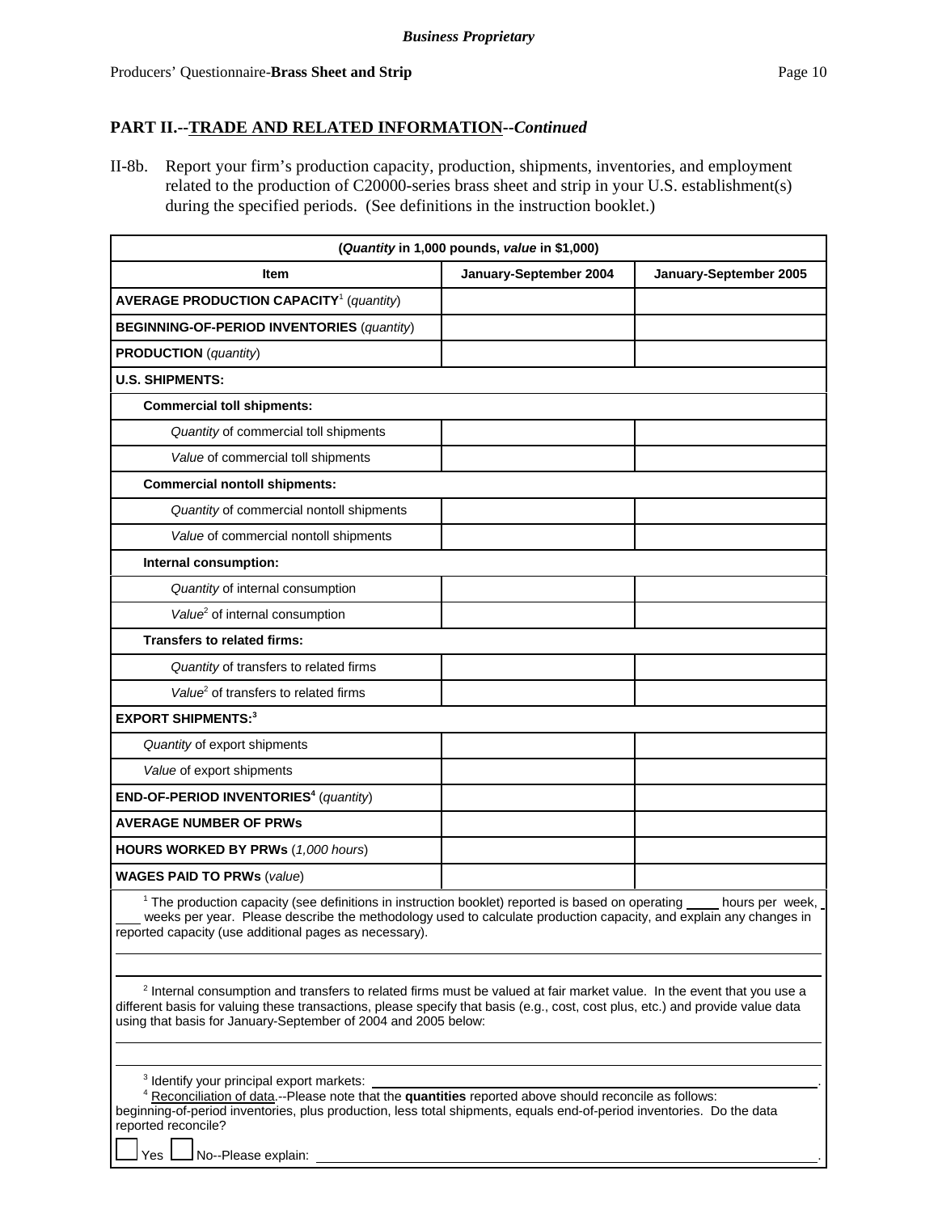**Business Proprietary**

Producers' Questionnaire-**Brass Sheet and Strip**

## PART II.--TRADE AND RELATED INFORMATION--*Continued*

II-8b. Report your firm's production capacity, production, shipments, inventories, and employment related to the production of C20000-series brass sheet and strip in your U.S. establishment(s) during the specified periods. (See definitions in the instruction booklet.)

| (*Quantity* in 1,000 pounds, *value* in $1,000) | | |
|---|---|---|
| **Item** | **January-September 2004** | **January-September 2005** |
| **AVERAGE PRODUCTION CAPACITY**[1] (*quantity*) | | |
| **BEGINNING-OF-PERIOD INVENTORIES** (*quantity*) | | |
| **PRODUCTION** (*quantity*) | | |
| **U.S. SHIPMENTS:** | | |
| **Commercial toll shipments:** | | |
| *Quantity* of commercial toll shipments | | |
| *Value* of commercial toll shipments | | |
| **Commercial nontoll shipments:** | | |
| *Quantity* of commercial nontoll shipments | | |
| *Value* of commercial nontoll shipments | | |
| **Internal consumption:** | | |
| *Quantity* of internal consumption | | |
| *Value*[2] of internal consumption | | |
| **Transfers to related firms:** | | |
| *Quantity* of transfers to related firms | | |
| *Value*[2] of transfers to related firms | | |
| **EXPORT SHIPMENTS:**[3] | | |
| *Quantity* of export shipments | | |
| *Value* of export shipments | | |
| **END-OF-PERIOD INVENTORIES**[4] (*quantity*) | | |
| **AVERAGE NUMBER OF PRWs** | | |
| **HOURS WORKED BY PRWs** (*1,000 hours*) | | |
| **WAGES PAID TO PRWs** (*value*) | | |

[1] The production capacity (see definitions in instruction booklet) reported is based on operating ____ hours per week, ____ weeks per year. Please describe the methodology used to calculate production capacity, and explain any changes in reported capacity (use additional pages as necessary).

______________________________________________________________________

______________________________________________________________________

[2] Internal consumption and transfers to related firms must be valued at fair market value. In the event that you use a different basis for valuing these transactions, please specify that basis (e.g., cost, cost plus, etc.) and provide value data using that basis for January-September of 2004 and 2005 below:

______________________________________________________________________

______________________________________________________________________

[3] Identify your principal export markets: ______________________________________________.

[4] Reconciliation of data.--Please note that the **quantities** reported above should reconcile as follows: beginning-of-period inventories, plus production, less total shipments, equals end-of-period inventories. Do the data reported reconcile?

☐ Yes ☐ No--Please explain: ______________________________________________.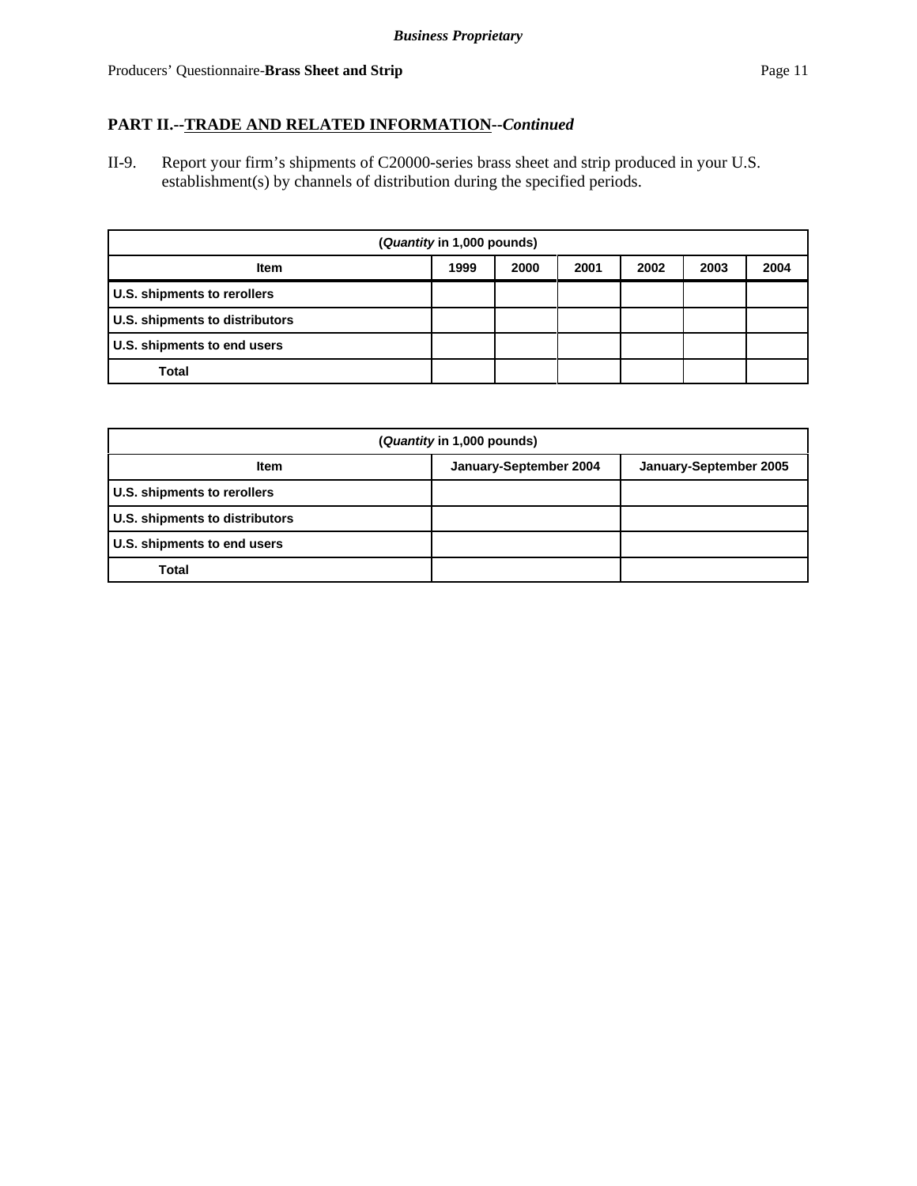## PART II.--TRADE AND RELATED INFORMATION--*Continued*

II-9. Report your firm's shipments of C20000-series brass sheet and strip produced in your U.S. establishment(s) by channels of distribution during the specified periods.

| (*Quantity* in 1,000 pounds) | | | | | | |
|---|---|---|---|---|---|---|
| **Item** | **1999** | **2000** | **2001** | **2002** | **2003** | **2004** |
| **U.S. shipments to rerollers** | | | | | | |
| **U.S. shipments to distributors** | | | | | | |
| **U.S. shipments to end users** | | | | | | |
| **Total** | | | | | | |

| (*Quantity* in 1,000 pounds) | | |
|---|---|---|
| **Item** | **January-September 2004** | **January-September 2005** |
| **U.S. shipments to rerollers** | | |
| **U.S. shipments to distributors** | | |
| **U.S. shipments to end users** | | |
| **Total** | | |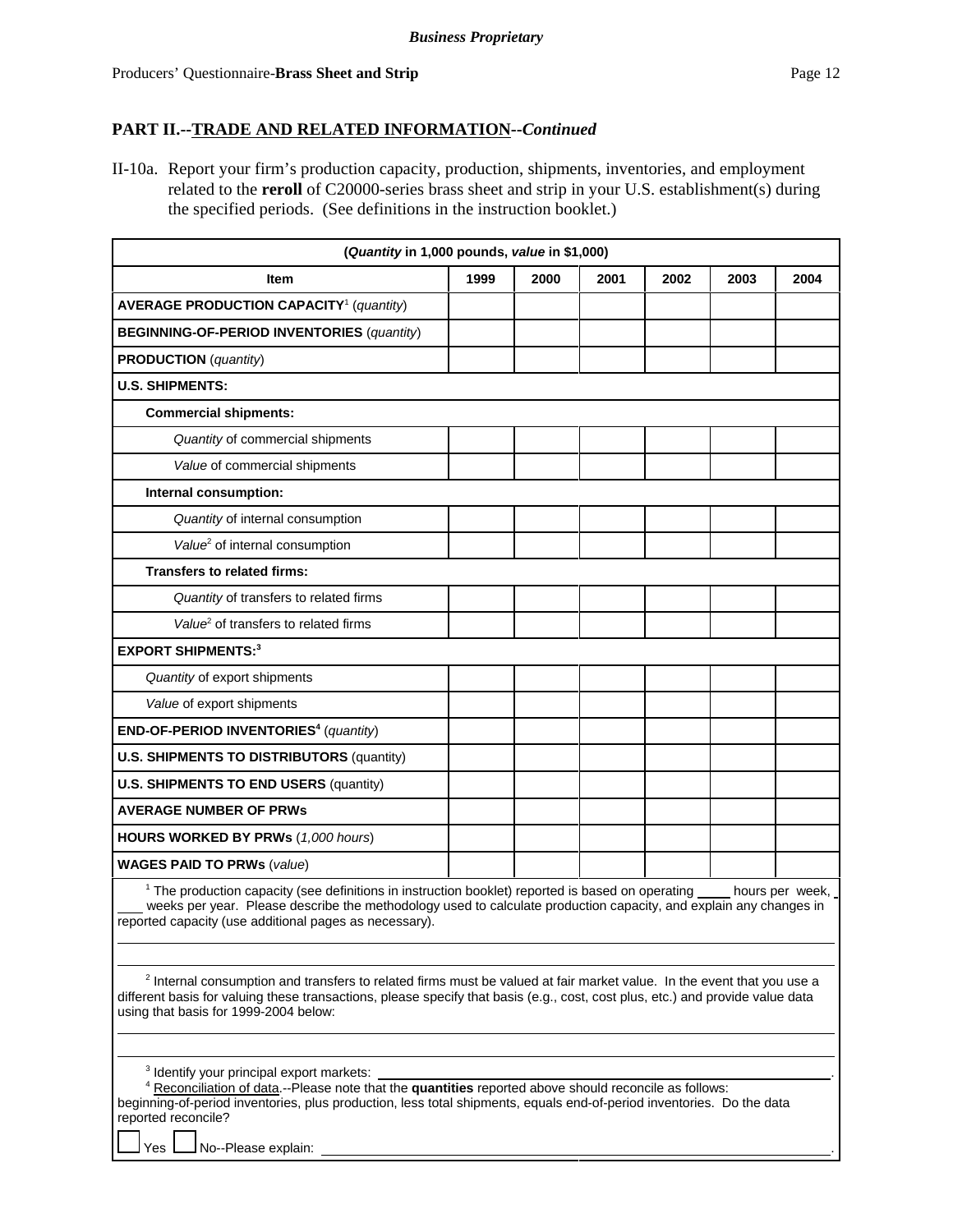**Business Proprietary**

Producers' Questionnaire-**Brass Sheet and Strip**

## PART II.--TRADE AND RELATED INFORMATION--*Continued*

II-10a. Report your firm's production capacity, production, shipments, inventories, and employment related to the **reroll** of C20000-series brass sheet and strip in your U.S. establishment(s) during the specified periods. (See definitions in the instruction booklet.)

| (*Quantity* in 1,000 pounds, *value* in $1,000) | | | | | | |
|---|---|---|---|---|---|---|
| **Item** | **1999** | **2000** | **2001** | **2002** | **2003** | **2004** |
| **AVERAGE PRODUCTION CAPACITY**[1] (*quantity*) | | | | | | |
| **BEGINNING-OF-PERIOD INVENTORIES** (*quantity*) | | | | | | |
| **PRODUCTION** (*quantity*) | | | | | | |
| **U.S. SHIPMENTS:** | | | | | | |
| **Commercial shipments:** | | | | | | |
| *Quantity* of commercial shipments | | | | | | |
| *Value* of commercial shipments | | | | | | |
| **Internal consumption:** | | | | | | |
| *Quantity* of internal consumption | | | | | | |
| *Value*[2] of internal consumption | | | | | | |
| **Transfers to related firms:** | | | | | | |
| *Quantity* of transfers to related firms | | | | | | |
| *Value*[2] of transfers to related firms | | | | | | |
| **EXPORT SHIPMENTS:**[3] | | | | | | |
| *Quantity* of export shipments | | | | | | |
| *Value* of export shipments | | | | | | |
| **END-OF-PERIOD INVENTORIES**[4] (*quantity*) | | | | | | |
| **U.S. SHIPMENTS TO DISTRIBUTORS** (quantity) | | | | | | |
| **U.S. SHIPMENTS TO END USERS** (quantity) | | | | | | |
| **AVERAGE NUMBER OF PRWs** | | | | | | |
| **HOURS WORKED BY PRWs** (*1,000 hours*) | | | | | | |
| **WAGES PAID TO PRWs** (*value*) | | | | | | |

[1] The production capacity (see definitions in instruction booklet) reported is based on operating ____ hours per week, ____ weeks per year. Please describe the methodology used to calculate production capacity, and explain any changes in reported capacity (use additional pages as necessary).

______________________________________________________________________

______________________________________________________________________

[2] Internal consumption and transfers to related firms must be valued at fair market value. In the event that you use a different basis for valuing these transactions, please specify that basis (e.g., cost, cost plus, etc.) and provide value data using that basis for 1999-2004 below:

______________________________________________________________________

______________________________________________________________________

[3] Identify your principal export markets: ______________________________________________.

[4] Reconciliation of data.--Please note that the **quantities** reported above should reconcile as follows: beginning-of-period inventories, plus production, less total shipments, equals end-of-period inventories. Do the data reported reconcile?

☐ Yes ☐ No--Please explain: ______________________________________________.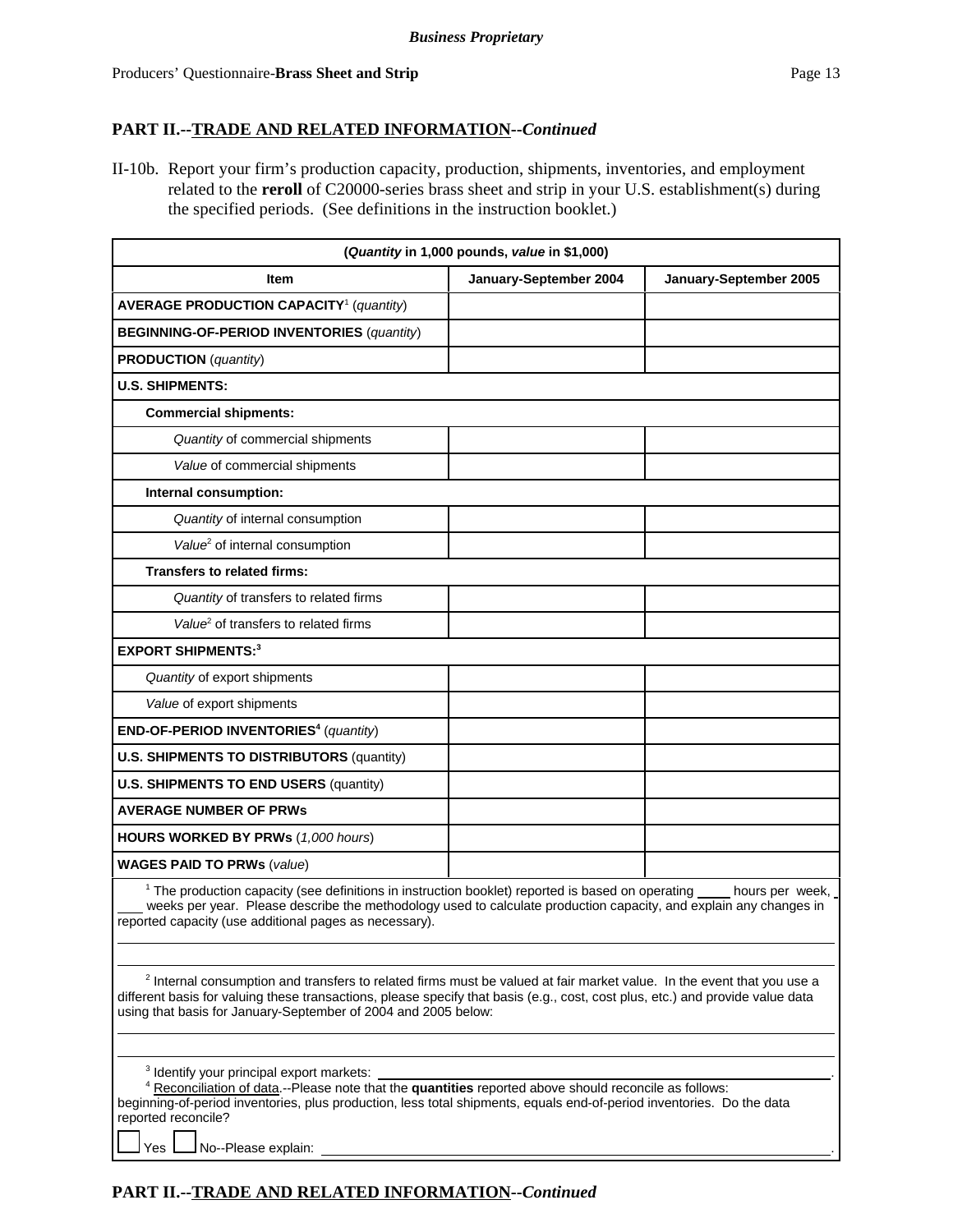## PART II.--TRADE AND RELATED INFORMATION--*Continued*

II-10b. Report your firm's production capacity, production, shipments, inventories, and employment related to the **reroll** of C20000-series brass sheet and strip in your U.S. establishment(s) during the specified periods. (See definitions in the instruction booklet.)

| (*Quantity* in 1,000 pounds, *value* in $1,000) | | |
|---|---|---|
| **Item** | **January-September 2004** | **January-September 2005** |
| **AVERAGE PRODUCTION CAPACITY**[1] (*quantity*) | | |
| **BEGINNING-OF-PERIOD INVENTORIES** (*quantity*) | | |
| **PRODUCTION** (*quantity*) | | |
| **U.S. SHIPMENTS:** | | |
| **Commercial shipments:** | | |
| *Quantity* of commercial shipments | | |
| *Value* of commercial shipments | | |
| **Internal consumption:** | | |
| *Quantity* of internal consumption | | |
| *Value*[2] of internal consumption | | |
| **Transfers to related firms:** | | |
| *Quantity* of transfers to related firms | | |
| *Value*[2] of transfers to related firms | | |
| **EXPORT SHIPMENTS:**[3] | | |
| *Quantity* of export shipments | | |
| *Value* of export shipments | | |
| **END-OF-PERIOD INVENTORIES**[4] (*quantity*) | | |
| **U.S. SHIPMENTS TO DISTRIBUTORS** (quantity) | | |
| **U.S. SHIPMENTS TO END USERS** (quantity) | | |
| **AVERAGE NUMBER OF PRWs** | | |
| **HOURS WORKED BY PRWs** (*1,000 hours*) | | |
| **WAGES PAID TO PRWs** (*value*) | | |

[1] The production capacity (see definitions in instruction booklet) reported is based on operating ____ hours per week, ____ weeks per year. Please describe the methodology used to calculate production capacity, and explain any changes in reported capacity (use additional pages as necessary).

______________________________________________________________________

______________________________________________________________________

[2] Internal consumption and transfers to related firms must be valued at fair market value. In the event that you use a different basis for valuing these transactions, please specify that basis (e.g., cost, cost plus, etc.) and provide value data using that basis for January-September of 2004 and 2005 below:

______________________________________________________________________

______________________________________________________________________

[3] Identify your principal export markets: ______________________________________________.

[4] Reconciliation of data.--Please note that the **quantities** reported above should reconcile as follows: beginning-of-period inventories, plus production, less total shipments, equals end-of-period inventories. Do the data reported reconcile?

☐ Yes ☐ No--Please explain: ______________________________________________.

## PART II.--TRADE AND RELATED INFORMATION--*Continued*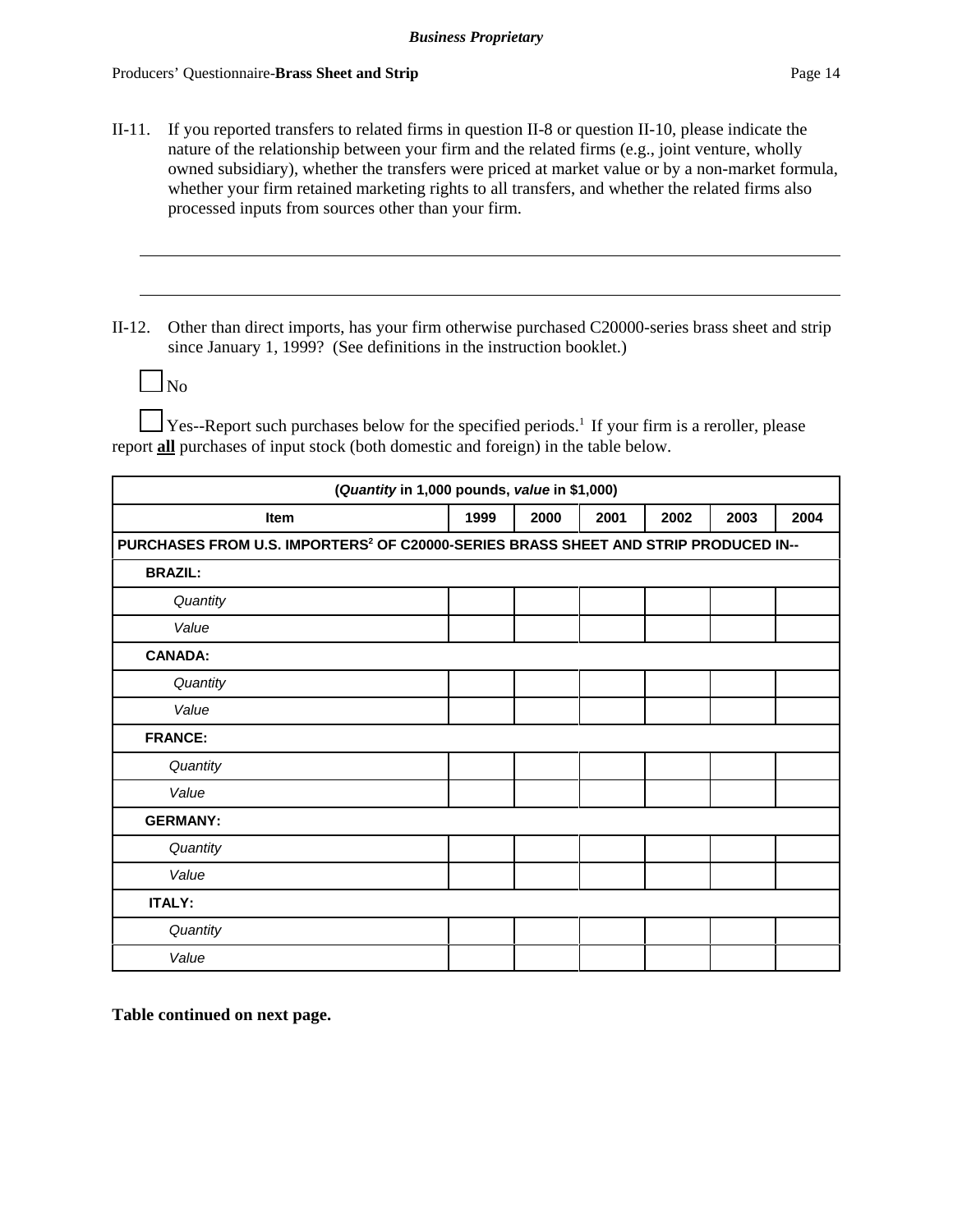II-11. If you reported transfers to related firms in question II-8 or question II-10, please indicate the nature of the relationship between your firm and the related firms (e.g., joint venture, wholly owned subsidiary), whether the transfers were priced at market value or by a non-market formula, whether your firm retained marketing rights to all transfers, and whether the related firms also processed inputs from sources other than your firm.

\_\_\_\_\_\_\_\_\_\_\_\_\_\_\_\_\_\_\_\_\_\_\_\_\_\_\_\_\_\_\_\_\_\_\_\_\_\_\_\_\_\_\_\_\_\_\_\_\_\_\_\_\_\_\_\_\_\_\_\_\_\_\_\_\_\_\_\_\_\_\_\_\_\_\_\_

\_\_\_\_\_\_\_\_\_\_\_\_\_\_\_\_\_\_\_\_\_\_\_\_\_\_\_\_\_\_\_\_\_\_\_\_\_\_\_\_\_\_\_\_\_\_\_\_\_\_\_\_\_\_\_\_\_\_\_\_\_\_\_\_\_\_\_\_\_\_\_\_\_\_\_\_

II-12. Other than direct imports, has your firm otherwise purchased C20000-series brass sheet and strip since January 1, 1999? (See definitions in the instruction booklet.)

☐ No

☐ Yes--Report such purchases below for the specified periods.[1] If your firm is a reroller, please report **all** purchases of input stock (both domestic and foreign) in the table below.

| (*Quantity* in 1,000 pounds, *value* in $1,000) | | | | | | |
|---|---|---|---|---|---|---|
| **Item** | **1999** | **2000** | **2001** | **2002** | **2003** | **2004** |
| **PURCHASES FROM U.S. IMPORTERS[2] OF C20000-SERIES BRASS SHEET AND STRIP PRODUCED IN--** | | | | | | |
| **BRAZIL:** | | | | | | |
| *Quantity* | | | | | | |
| *Value* | | | | | | |
| **CANADA:** | | | | | | |
| *Quantity* | | | | | | |
| *Value* | | | | | | |
| **FRANCE:** | | | | | | |
| *Quantity* | | | | | | |
| *Value* | | | | | | |
| **GERMANY:** | | | | | | |
| *Quantity* | | | | | | |
| *Value* | | | | | | |
| **ITALY:** | | | | | | |
| *Quantity* | | | | | | |
| *Value* | | | | | | |

**Table continued on next page.**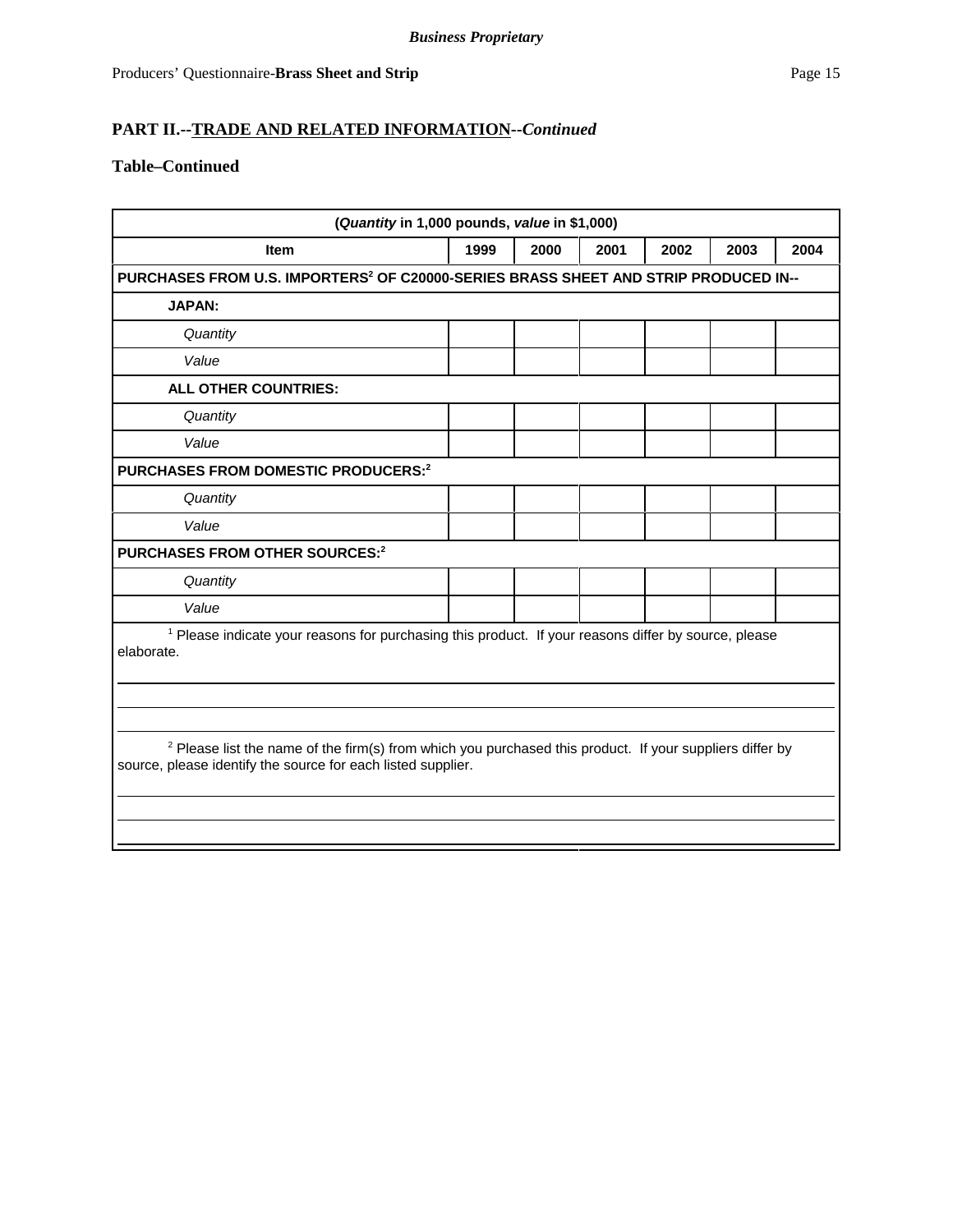*Business Proprietary*

Producers' Questionnaire-**Brass Sheet and Strip**

## PART II.--TRADE AND RELATED INFORMATION--*Continued*

### Table–Continued

| (*Quantity* in 1,000 pounds, *value* in $1,000) | | | | | | |
|---|---|---|---|---|---|---|
| **Item** | **1999** | **2000** | **2001** | **2002** | **2003** | **2004** |
| **PURCHASES FROM U.S. IMPORTERS[2] OF C20000-SERIES BRASS SHEET AND STRIP PRODUCED IN--** | | | | | | |
| **JAPAN:** | | | | | | |
| *Quantity* | | | | | | |
| *Value* | | | | | | |
| **ALL OTHER COUNTRIES:** | | | | | | |
| *Quantity* | | | | | | |
| *Value* | | | | | | |
| **PURCHASES FROM DOMESTIC PRODUCERS:[2]** | | | | | | |
| *Quantity* | | | | | | |
| *Value* | | | | | | |
| **PURCHASES FROM OTHER SOURCES:[2]** | | | | | | |
| *Quantity* | | | | | | |
| *Value* | | | | | | |

[1] Please indicate your reasons for purchasing this product. If your reasons differ by source, please elaborate.

______________________________________________________________________

______________________________________________________________________

______________________________________________________________________

[2] Please list the name of the firm(s) from which you purchased this product. If your suppliers differ by source, please identify the source for each listed supplier.

______________________________________________________________________

______________________________________________________________________

______________________________________________________________________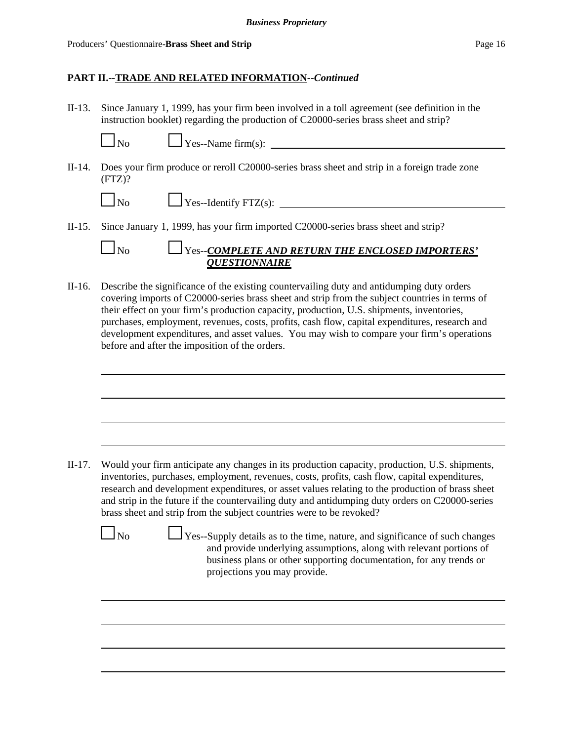## PART II.--TRADE AND RELATED INFORMATION--*Continued*

II-13. Since January 1, 1999, has your firm been involved in a toll agreement (see definition in the instruction booklet) regarding the production of C20000-series brass sheet and strip?

☐ No ☐ Yes--Name firm(s): ____________________

II-14. Does your firm produce or reroll C20000-series brass sheet and strip in a foreign trade zone (FTZ)?

☐ No ☐ Yes--Identify FTZ(s): ____________________

II-15. Since January 1, 1999, has your firm imported C20000-series brass sheet and strip?

☐ No ☐ Yes--***COMPLETE AND RETURN THE ENCLOSED IMPORTERS' QUESTIONNAIRE***

II-16. Describe the significance of the existing countervailing duty and antidumping duty orders covering imports of C20000-series brass sheet and strip from the subject countries in terms of their effect on your firm's production capacity, production, U.S. shipments, inventories, purchases, employment, revenues, costs, profits, cash flow, capital expenditures, research and development expenditures, and asset values. You may wish to compare your firm's operations before and after the imposition of the orders.

____________________

____________________

____________________

____________________

II-17. Would your firm anticipate any changes in its production capacity, production, U.S. shipments, inventories, purchases, employment, revenues, costs, profits, cash flow, capital expenditures, research and development expenditures, or asset values relating to the production of brass sheet and strip in the future if the countervailing duty and antidumping duty orders on C20000-series brass sheet and strip from the subject countries were to be revoked?

☐ No ☐ Yes--Supply details as to the time, nature, and significance of such changes and provide underlying assumptions, along with relevant portions of business plans or other supporting documentation, for any trends or projections you may provide.

____________________

____________________

____________________

____________________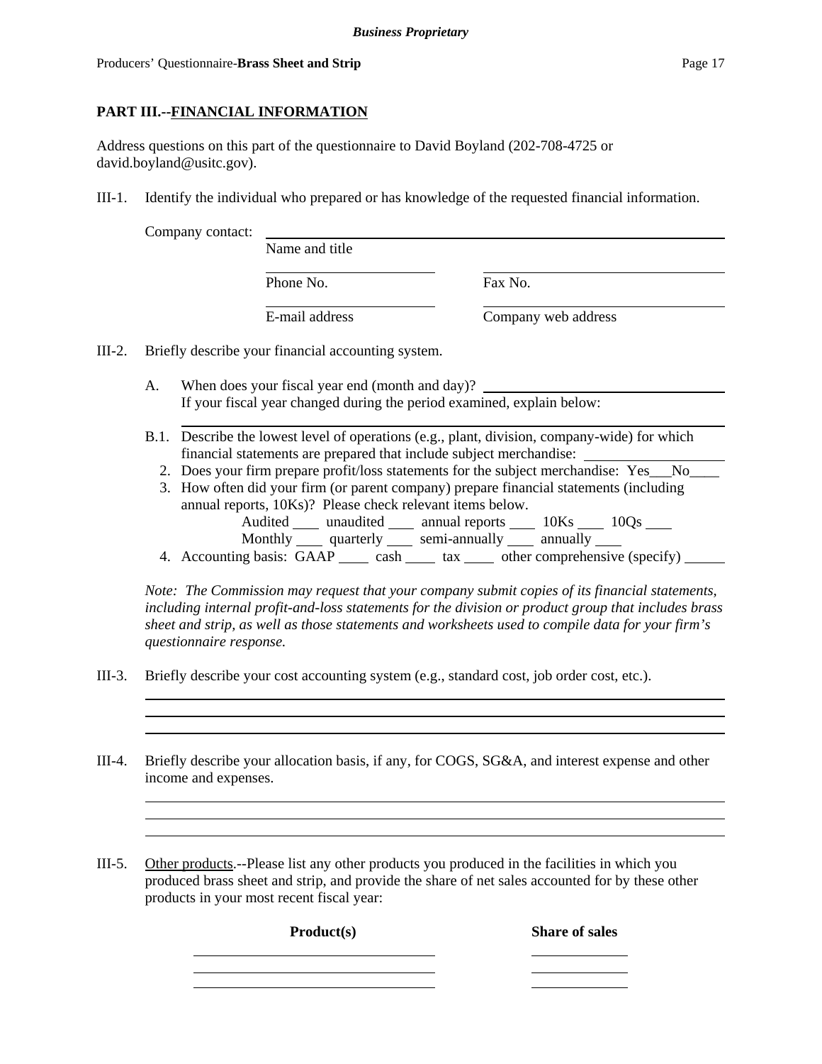## PART III.--FINANCIAL INFORMATION

Address questions on this part of the questionnaire to David Boyland (202-708-4725 or david.boyland@usitc.gov).

III-1. Identify the individual who prepared or has knowledge of the requested financial information.

Company contact: ______________________________________________
Name and title

______________________ ______________________
Phone No. Fax No.

______________________ ______________________
E-mail address Company web address

III-2. Briefly describe your financial accounting system.

A. When does your fiscal year end (month and day)? ______________________
If your fiscal year changed during the period examined, explain below:
______________________________________________

B.1. Describe the lowest level of operations (e.g., plant, division, company-wide) for which financial statements are prepared that include subject merchandise: ______________

2. Does your firm prepare profit/loss statements for the subject merchandise: Yes___No____

3. How often did your firm (or parent company) prepare financial statements (including annual reports, 10Ks)? Please check relevant items below.
Audited ____ unaudited ____ annual reports ____ 10Ks ____ 10Qs ____
Monthly ____ quarterly ____ semi-annually ____ annually ____

4. Accounting basis: GAAP ____ cash ____ tax ____ other comprehensive (specify) ____

*Note: The Commission may request that your company submit copies of its financial statements, including internal profit-and-loss statements for the division or product group that includes brass sheet and strip, as well as those statements and worksheets used to compile data for your firm's questionnaire response.*

III-3. Briefly describe your cost accounting system (e.g., standard cost, job order cost, etc.).

______________________________________________
______________________________________________
______________________________________________

III-4. Briefly describe your allocation basis, if any, for COGS, SG&A, and interest expense and other income and expenses.

______________________________________________
______________________________________________
______________________________________________

III-5. Other products.--Please list any other products you produced in the facilities in which you produced brass sheet and strip, and provide the share of net sales accounted for by these other products in your most recent fiscal year:

| **Product(s)** | **Share of sales** |
|---|---|
| | |
| | |
| | |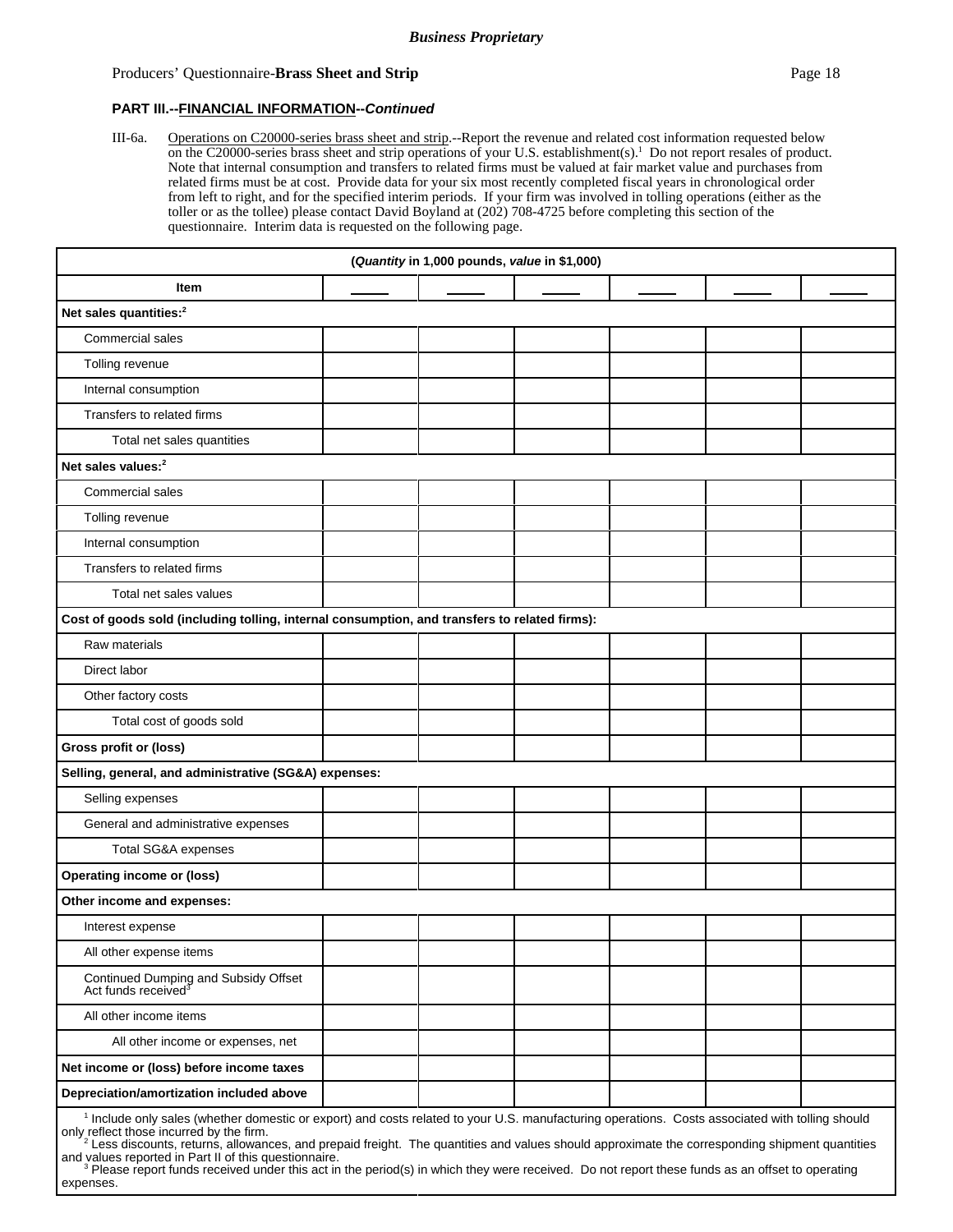**PART III.--FINANCIAL INFORMATION--*Continued***

III-6a. Operations on C20000-series brass sheet and strip.--Report the revenue and related cost information requested below on the C20000-series brass sheet and strip operations of your U.S. establishment(s).[1] Do not report resales of product. Note that internal consumption and transfers to related firms must be valued at fair market value and purchases from related firms must be at cost. Provide data for your six most recently completed fiscal years in chronological order from left to right, and for the specified interim periods. If your firm was involved in tolling operations (either as the toller or as the tollee) please contact David Boyland at (202) 708-4725 before completing this section of the questionnaire. Interim data is requested on the following page.

| (*Quantity* in 1,000 pounds, *value* in $1,000) | | | | | | |
|---|---|---|---|---|---|---|
| **Item** | ____ | ____ | ____ | ____ | ____ | ____ |
| **Net sales quantities:**[2] | | | | | | |
| Commercial sales | | | | | | |
| Tolling revenue | | | | | | |
| Internal consumption | | | | | | |
| Transfers to related firms | | | | | | |
| Total net sales quantities | | | | | | |
| **Net sales values:**[2] | | | | | | |
| Commercial sales | | | | | | |
| Tolling revenue | | | | | | |
| Internal consumption | | | | | | |
| Transfers to related firms | | | | | | |
| Total net sales values | | | | | | |
| **Cost of goods sold (including tolling, internal consumption, and transfers to related firms):** | | | | | | |
| Raw materials | | | | | | |
| Direct labor | | | | | | |
| Other factory costs | | | | | | |
| Total cost of goods sold | | | | | | |
| **Gross profit or (loss)** | | | | | | |
| **Selling, general, and administrative (SG&A) expenses:** | | | | | | |
| Selling expenses | | | | | | |
| General and administrative expenses | | | | | | |
| Total SG&A expenses | | | | | | |
| **Operating income or (loss)** | | | | | | |
| **Other income and expenses:** | | | | | | |
| Interest expense | | | | | | |
| All other expense items | | | | | | |
| Continued Dumping and Subsidy Offset Act funds received[3] | | | | | | |
| All other income items | | | | | | |
| All other income or expenses, net | | | | | | |
| **Net income or (loss) before income taxes** | | | | | | |
| **Depreciation/amortization included above** | | | | | | |

[1] Include only sales (whether domestic or export) and costs related to your U.S. manufacturing operations. Costs associated with tolling should only reflect those incurred by the firm.

[2] Less discounts, returns, allowances, and prepaid freight. The quantities and values should approximate the corresponding shipment quantities and values reported in Part II of this questionnaire.

[3] Please report funds received under this act in the period(s) in which they were received. Do not report these funds as an offset to operating expenses.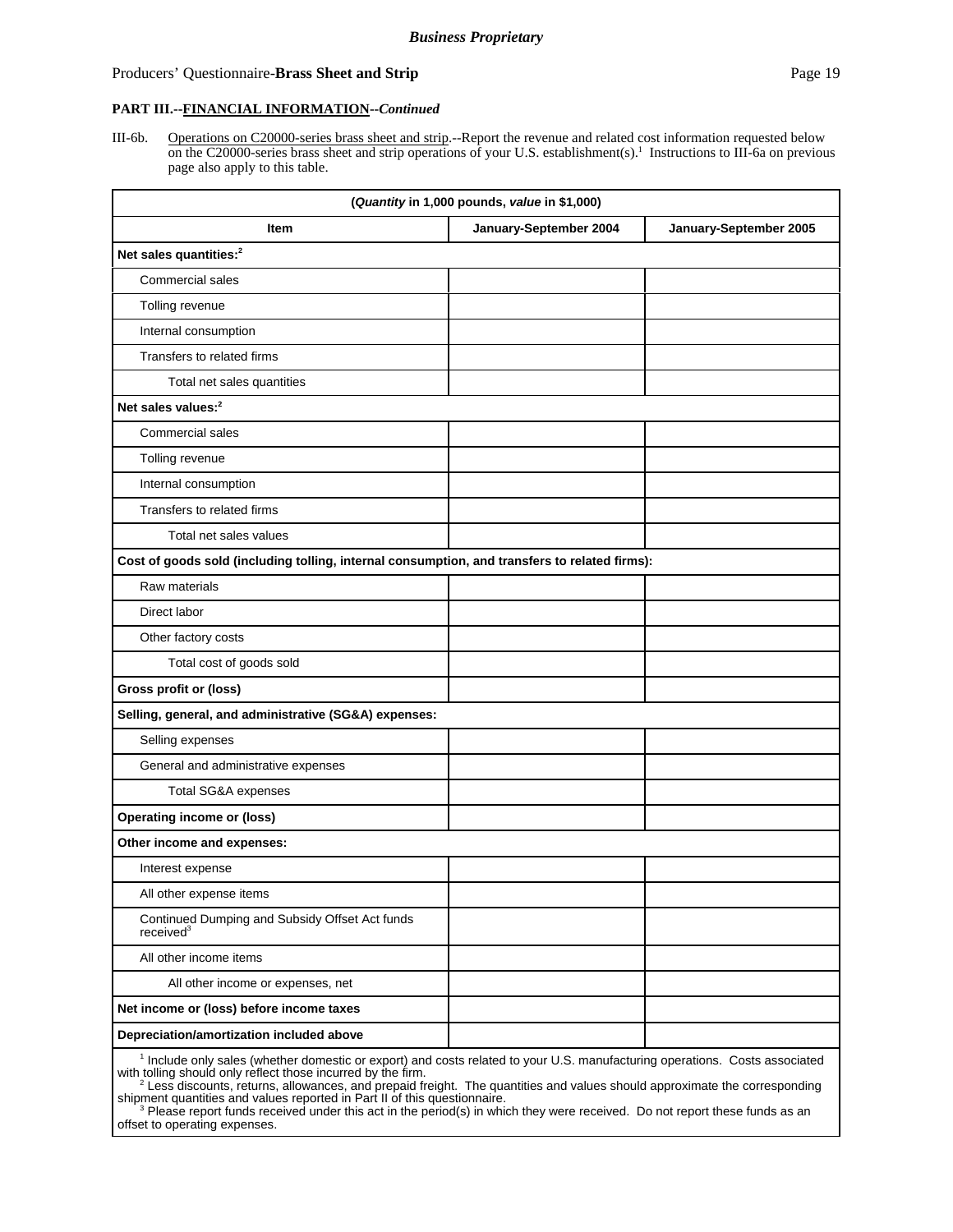**PART III.--FINANCIAL INFORMATION--*Continued***

III-6b. Operations on C20000-series brass sheet and strip.--Report the revenue and related cost information requested below on the C20000-series brass sheet and strip operations of your U.S. establishment(s).[1] Instructions to III-6a on previous page also apply to this table.

| (*Quantity* in 1,000 pounds, *value* in $1,000) | | |
|---|---|---|
| **Item** | **January-September 2004** | **January-September 2005** |
| **Net sales quantities:**[2] | | |
| Commercial sales | | |
| Tolling revenue | | |
| Internal consumption | | |
| Transfers to related firms | | |
| Total net sales quantities | | |
| **Net sales values:**[2] | | |
| Commercial sales | | |
| Tolling revenue | | |
| Internal consumption | | |
| Transfers to related firms | | |
| Total net sales values | | |
| **Cost of goods sold (including tolling, internal consumption, and transfers to related firms):** | | |
| Raw materials | | |
| Direct labor | | |
| Other factory costs | | |
| Total cost of goods sold | | |
| **Gross profit or (loss)** | | |
| **Selling, general, and administrative (SG&A) expenses:** | | |
| Selling expenses | | |
| General and administrative expenses | | |
| Total SG&A expenses | | |
| **Operating income or (loss)** | | |
| **Other income and expenses:** | | |
| Interest expense | | |
| All other expense items | | |
| Continued Dumping and Subsidy Offset Act funds received[3] | | |
| All other income items | | |
| All other income or expenses, net | | |
| **Net income or (loss) before income taxes** | | |
| **Depreciation/amortization included above** | | |

[1] Include only sales (whether domestic or export) and costs related to your U.S. manufacturing operations. Costs associated with tolling should only reflect those incurred by the firm.

[2] Less discounts, returns, allowances, and prepaid freight. The quantities and values should approximate the corresponding shipment quantities and values reported in Part II of this questionnaire.

[3] Please report funds received under this act in the period(s) in which they were received. Do not report these funds as an offset to operating expenses.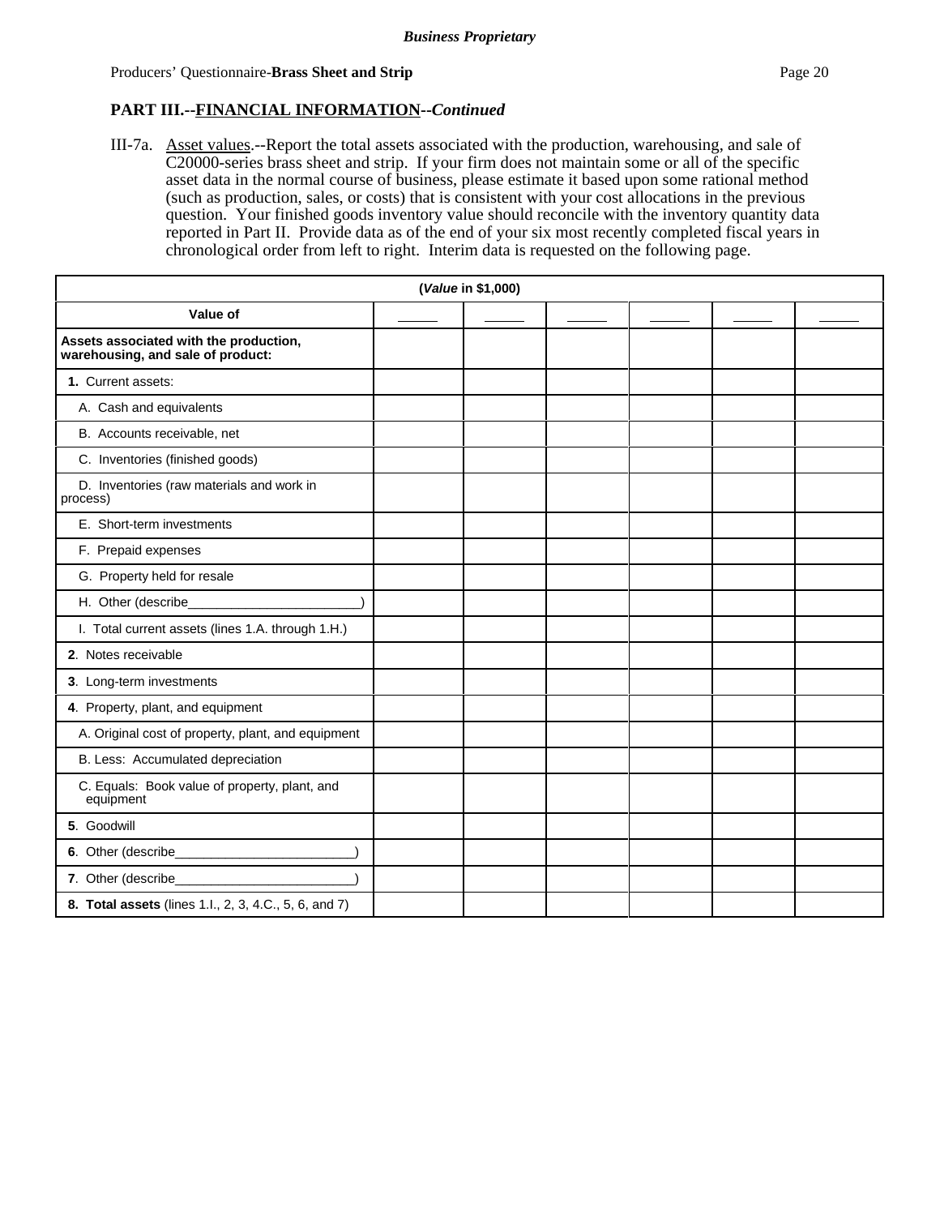**PART III.--FINANCIAL INFORMATION--*Continued***

III-7a. Asset values.--Report the total assets associated with the production, warehousing, and sale of C20000-series brass sheet and strip. If your firm does not maintain some or all of the specific asset data in the normal course of business, please estimate it based upon some rational method (such as production, sales, or costs) that is consistent with your cost allocations in the previous question. Your finished goods inventory value should reconcile with the inventory quantity data reported in Part II. Provide data as of the end of your six most recently completed fiscal years in chronological order from left to right. Interim data is requested on the following page.

| (*Value* in $1,000) | | | | | | |
|---|---|---|---|---|---|---|
| **Value of** | _____ | _____ | _____ | _____ | _____ | _____ |
| **Assets associated with the production, warehousing, and sale of product:** | | | | | | |
| **1.** Current assets: | | | | | | |
| A. Cash and equivalents | | | | | | |
| B. Accounts receivable, net | | | | | | |
| C. Inventories (finished goods) | | | | | | |
| D. Inventories (raw materials and work in process) | | | | | | |
| E. Short-term investments | | | | | | |
| F. Prepaid expenses | | | | | | |
| G. Property held for resale | | | | | | |
| H. Other (describe________________________) | | | | | | |
| I. Total current assets (lines 1.A. through 1.H.) | | | | | | |
| **2**. Notes receivable | | | | | | |
| **3**. Long-term investments | | | | | | |
| **4**. Property, plant, and equipment | | | | | | |
| A. Original cost of property, plant, and equipment | | | | | | |
| B. Less: Accumulated depreciation | | | | | | |
| C. Equals: Book value of property, plant, and equipment | | | | | | |
| **5**. Goodwill | | | | | | |
| **6**. Other (describe_________________________) | | | | | | |
| **7**. Other (describe_________________________) | | | | | | |
| **8. Total assets** (lines 1.I., 2, 3, 4.C., 5, 6, and 7) | | | | | | |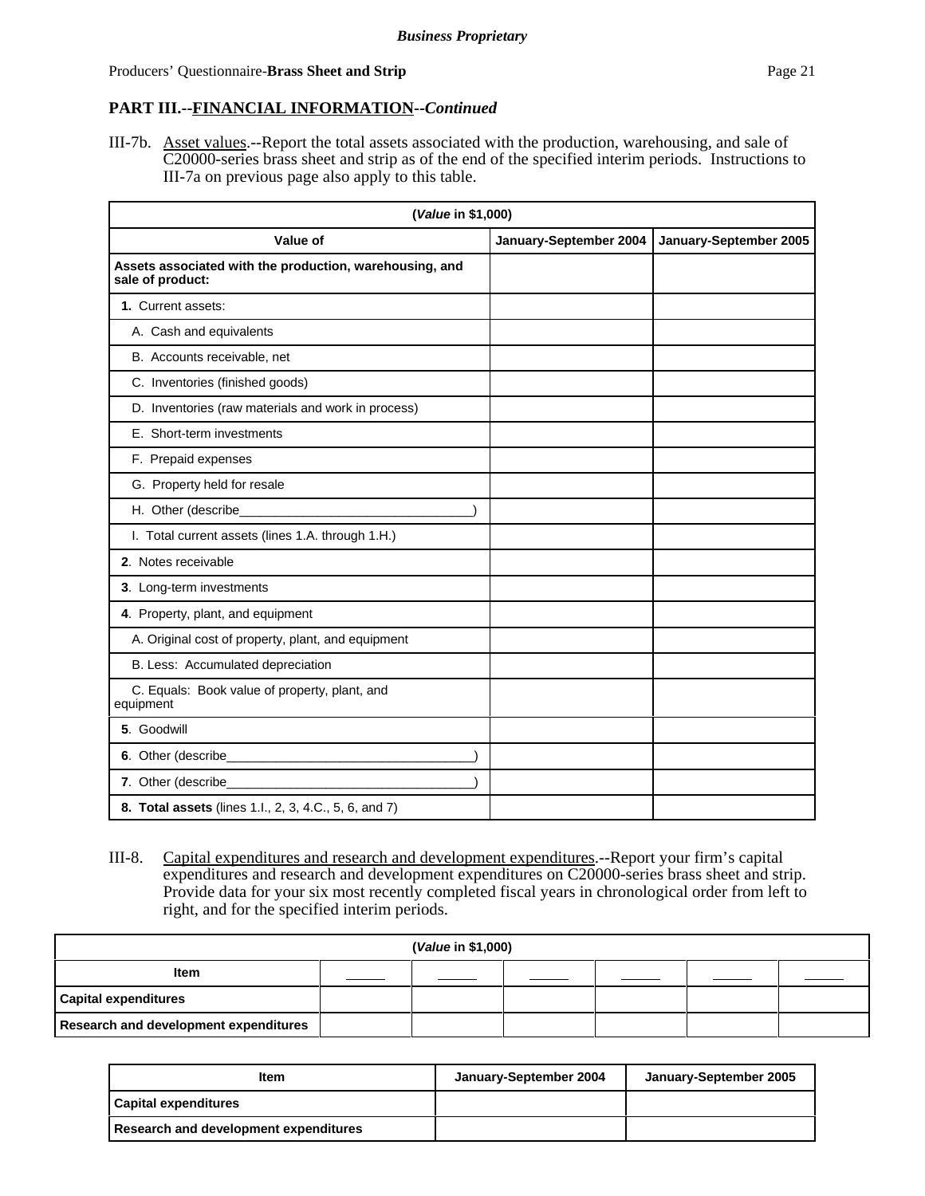**Business Proprietary**

Producers' Questionnaire-**Brass Sheet and Strip**

## PART III.--FINANCIAL INFORMATION--*Continued*

III-7b. Asset values.--Report the total assets associated with the production, warehousing, and sale of C20000-series brass sheet and strip as of the end of the specified interim periods. Instructions to III-7a on previous page also apply to this table.

| (*Value* in $1,000) | | |
|---|---|---|
| **Value of** | **January-September 2004** | **January-September 2005** |
| **Assets associated with the production, warehousing, and sale of product:** | | |
| **1.** Current assets: | | |
| A. Cash and equivalents | | |
| B. Accounts receivable, net | | |
| C. Inventories (finished goods) | | |
| D. Inventories (raw materials and work in process) | | |
| E. Short-term investments | | |
| F. Prepaid expenses | | |
| G. Property held for resale | | |
| H. Other (describe________________________________) | | |
| I. Total current assets (lines 1.A. through 1.H.) | | |
| **2**. Notes receivable | | |
| **3**. Long-term investments | | |
| **4**. Property, plant, and equipment | | |
| A. Original cost of property, plant, and equipment | | |
| B. Less: Accumulated depreciation | | |
| C. Equals: Book value of property, plant, and equipment | | |
| **5**. Goodwill | | |
| **6**. Other (describe__________________________________) | | |
| **7**. Other (describe__________________________________) | | |
| **8. Total assets** (lines 1.I., 2, 3, 4.C., 5, 6, and 7) | | |

III-8. Capital expenditures and research and development expenditures.--Report your firm's capital expenditures and research and development expenditures on C20000-series brass sheet and strip. Provide data for your six most recently completed fiscal years in chronological order from left to right, and for the specified interim periods.

| (*Value* in $1,000) | | | | | | |
|---|---|---|---|---|---|---|
| **Item** | _____ | _____ | _____ | _____ | _____ | _____ |
| **Capital expenditures** | | | | | | |
| **Research and development expenditures** | | | | | | |

| **Item** | **January-September 2004** | **January-September 2005** |
|---|---|---|
| **Capital expenditures** | | |
| **Research and development expenditures** | | |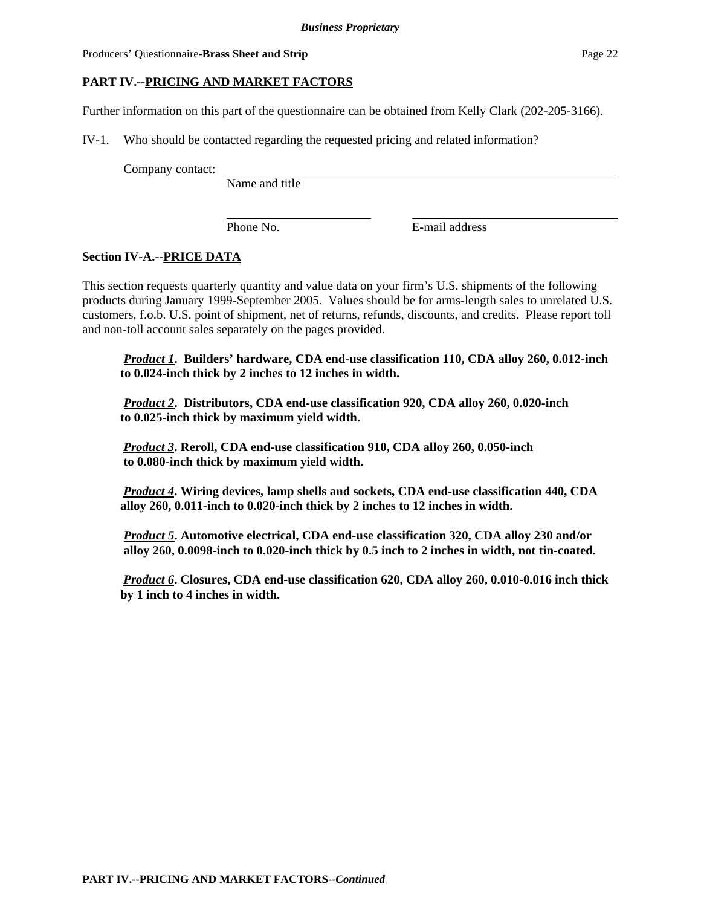## PART IV.--PRICING AND MARKET FACTORS

Further information on this part of the questionnaire can be obtained from Kelly Clark (202-205-3166).

IV-1. Who should be contacted regarding the requested pricing and related information?

Company contact: ______________________________________________
Name and title

______________________ ______________________________
Phone No. E-mail address

### Section IV-A.--PRICE DATA

This section requests quarterly quantity and value data on your firm's U.S. shipments of the following products during January 1999-September 2005. Values should be for arms-length sales to unrelated U.S. customers, f.o.b. U.S. point of shipment, net of returns, refunds, discounts, and credits. Please report toll and non-toll account sales separately on the pages provided.

***Product 1*. Builders' hardware, CDA end-use classification 110, CDA alloy 260, 0.012-inch to 0.024-inch thick by 2 inches to 12 inches in width.**

***Product 2*. Distributors, CDA end-use classification 920, CDA alloy 260, 0.020-inch to 0.025-inch thick by maximum yield width.**

***Product 3*. Reroll, CDA end-use classification 910, CDA alloy 260, 0.050-inch to 0.080-inch thick by maximum yield width.**

***Product 4*. Wiring devices, lamp shells and sockets, CDA end-use classification 440, CDA alloy 260, 0.011-inch to 0.020-inch thick by 2 inches to 12 inches in width.**

***Product 5*. Automotive electrical, CDA end-use classification 320, CDA alloy 230 and/or alloy 260, 0.0098-inch to 0.020-inch thick by 0.5 inch to 2 inches in width, not tin-coated.**

***Product 6*. Closures, CDA end-use classification 620, CDA alloy 260, 0.010-0.016 inch thick by 1 inch to 4 inches in width.**

**PART IV.--PRICING AND MARKET FACTORS--*Continued***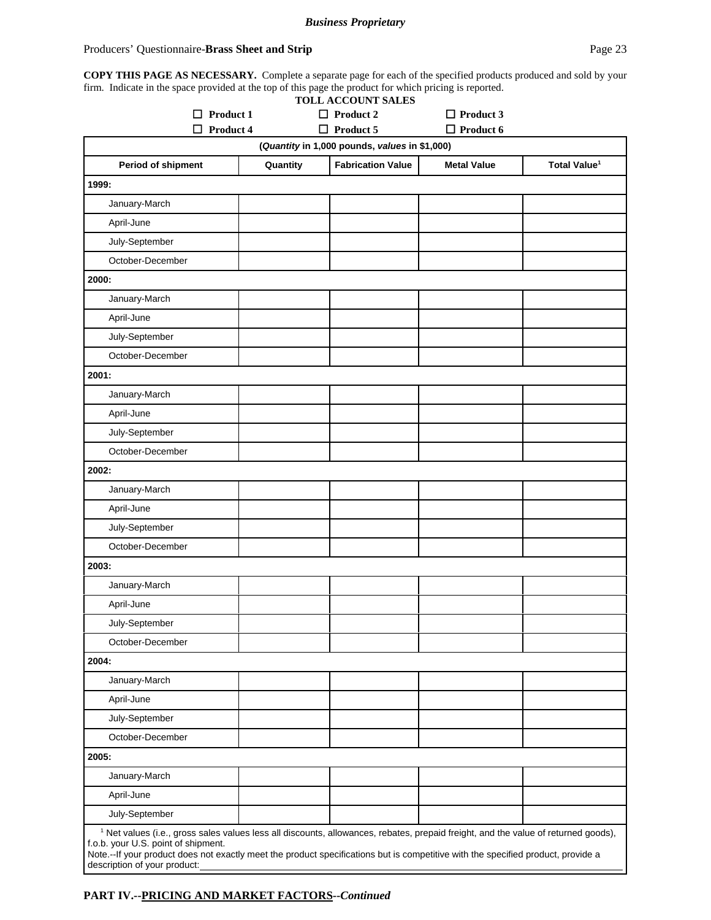**COPY THIS PAGE AS NECESSARY.** Complete a separate page for each of the specified products produced and sold by your firm. Indicate in the space provided at the top of this page the product for which pricing is reported.

**TOLL ACCOUNT SALES**

☐ **Product 1** ☐ **Product 2** ☐ **Product 3**
☐ **Product 4** ☐ **Product 5** ☐ **Product 6**

(*Quantity* in 1,000 pounds, *values* in $1,000)

| Period of shipment | Quantity | Fabrication Value | Metal Value | Total Value[1] |
|---|---|---|---|---|
| **1999:** | | | | |
| January-March | | | | |
| April-June | | | | |
| July-September | | | | |
| October-December | | | | |
| **2000:** | | | | |
| January-March | | | | |
| April-June | | | | |
| July-September | | | | |
| October-December | | | | |
| **2001:** | | | | |
| January-March | | | | |
| April-June | | | | |
| July-September | | | | |
| October-December | | | | |
| **2002:** | | | | |
| January-March | | | | |
| April-June | | | | |
| July-September | | | | |
| October-December | | | | |
| **2003:** | | | | |
| January-March | | | | |
| April-June | | | | |
| July-September | | | | |
| October-December | | | | |
| **2004:** | | | | |
| January-March | | | | |
| April-June | | | | |
| July-September | | | | |
| October-December | | | | |
| **2005:** | | | | |
| January-March | | | | |
| April-June | | | | |
| July-September | | | | |

[1] Net values (i.e., gross sales values less all discounts, allowances, rebates, prepaid freight, and the value of returned goods), f.o.b. your U.S. point of shipment.

Note.--If your product does not exactly meet the product specifications but is competitive with the specified product, provide a description of your product:\_\_\_\_\_\_\_\_\_\_\_\_\_\_\_\_\_\_\_\_\_\_\_\_\_\_\_\_\_\_

**PART IV.--PRICING AND MARKET FACTORS--*Continued***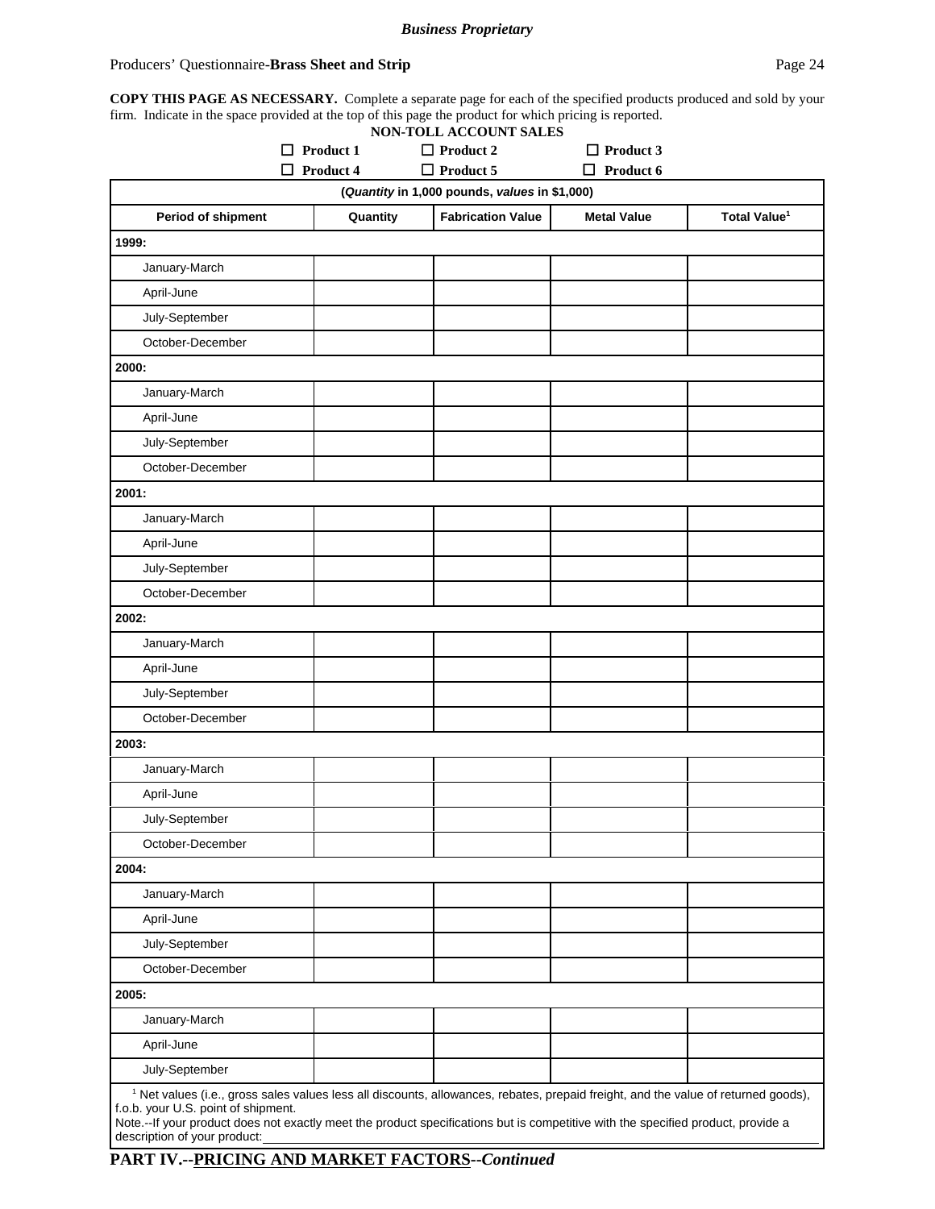**COPY THIS PAGE AS NECESSARY.** Complete a separate page for each of the specified products produced and sold by your firm. Indicate in the space provided at the top of this page the product for which pricing is reported.

**NON-TOLL ACCOUNT SALES**

☐ **Product 1** ☐ **Product 2** ☐ **Product 3**
☐ **Product 4** ☐ **Product 5** ☐ **Product 6**

| (*Quantity* in 1,000 pounds, *values* in $1,000) | | | | |
|---|---|---|---|---|
| **Period of shipment** | **Quantity** | **Fabrication Value** | **Metal Value** | **Total Value[1]** |
| **1999:** | | | | |
| January-March | | | | |
| April-June | | | | |
| July-September | | | | |
| October-December | | | | |
| **2000:** | | | | |
| January-March | | | | |
| April-June | | | | |
| July-September | | | | |
| October-December | | | | |
| **2001:** | | | | |
| January-March | | | | |
| April-June | | | | |
| July-September | | | | |
| October-December | | | | |
| **2002:** | | | | |
| January-March | | | | |
| April-June | | | | |
| July-September | | | | |
| October-December | | | | |
| **2003:** | | | | |
| January-March | | | | |
| April-June | | | | |
| July-September | | | | |
| October-December | | | | |
| **2004:** | | | | |
| January-March | | | | |
| April-June | | | | |
| July-September | | | | |
| October-December | | | | |
| **2005:** | | | | |
| January-March | | | | |
| April-June | | | | |
| July-September | | | | |

[1] Net values (i.e., gross sales values less all discounts, allowances, rebates, prepaid freight, and the value of returned goods), f.o.b. your U.S. point of shipment.

Note.--If your product does not exactly meet the product specifications but is competitive with the specified product, provide a description of your product:\_\_\_\_\_\_\_\_\_\_\_\_\_\_\_\_\_\_\_\_\_\_\_\_\_\_\_\_\_\_\_\_\_\_\_\_\_\_\_\_

**PART IV.--PRICING AND MARKET FACTORS--*Continued***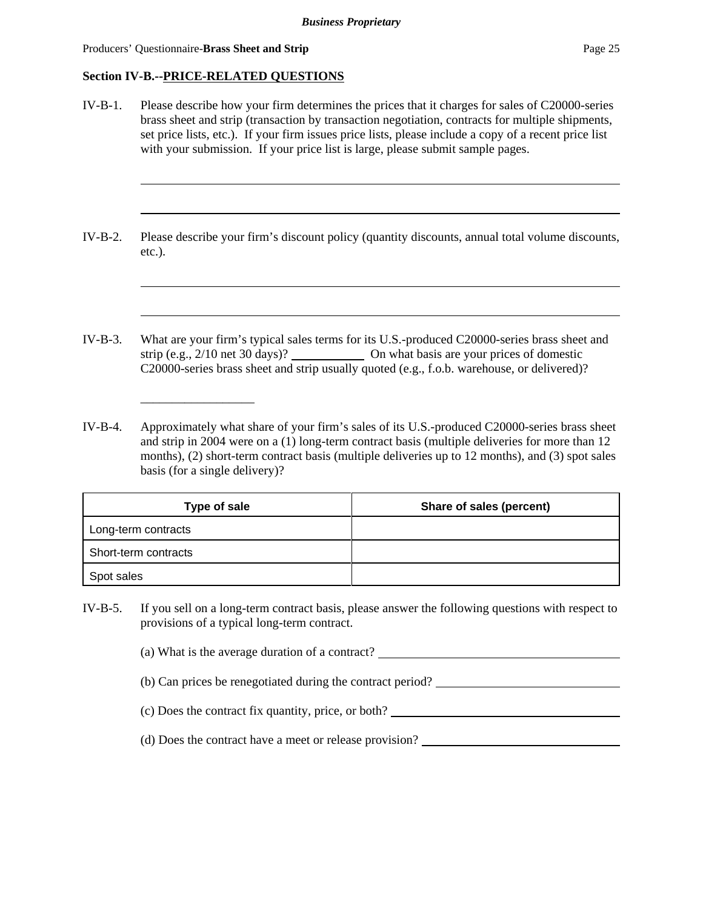## Section IV-B.--PRICE-RELATED QUESTIONS

IV-B-1. Please describe how your firm determines the prices that it charges for sales of C20000-series brass sheet and strip (transaction by transaction negotiation, contracts for multiple shipments, set price lists, etc.). If your firm issues price lists, please include a copy of a recent price list with your submission. If your price list is large, please submit sample pages.

______________________________________________________________________________

______________________________________________________________________________

IV-B-2. Please describe your firm's discount policy (quantity discounts, annual total volume discounts, etc.).

______________________________________________________________________________

______________________________________________________________________________

IV-B-3. What are your firm's typical sales terms for its U.S.-produced C20000-series brass sheet and strip (e.g., 2/10 net 30 days)? ____________ On what basis are your prices of domestic C20000-series brass sheet and strip usually quoted (e.g., f.o.b. warehouse, or delivered)?

__________________

IV-B-4. Approximately what share of your firm's sales of its U.S.-produced C20000-series brass sheet and strip in 2004 were on a (1) long-term contract basis (multiple deliveries for more than 12 months), (2) short-term contract basis (multiple deliveries up to 12 months), and (3) spot sales basis (for a single delivery)?

| Type of sale | Share of sales (percent) |
| --- | --- |
| Long-term contracts | |
| Short-term contracts | |
| Spot sales | |

IV-B-5. If you sell on a long-term contract basis, please answer the following questions with respect to provisions of a typical long-term contract.

(a) What is the average duration of a contract? ________________________

(b) Can prices be renegotiated during the contract period? ________________________

(c) Does the contract fix quantity, price, or both? ________________________

(d) Does the contract have a meet or release provision? ________________________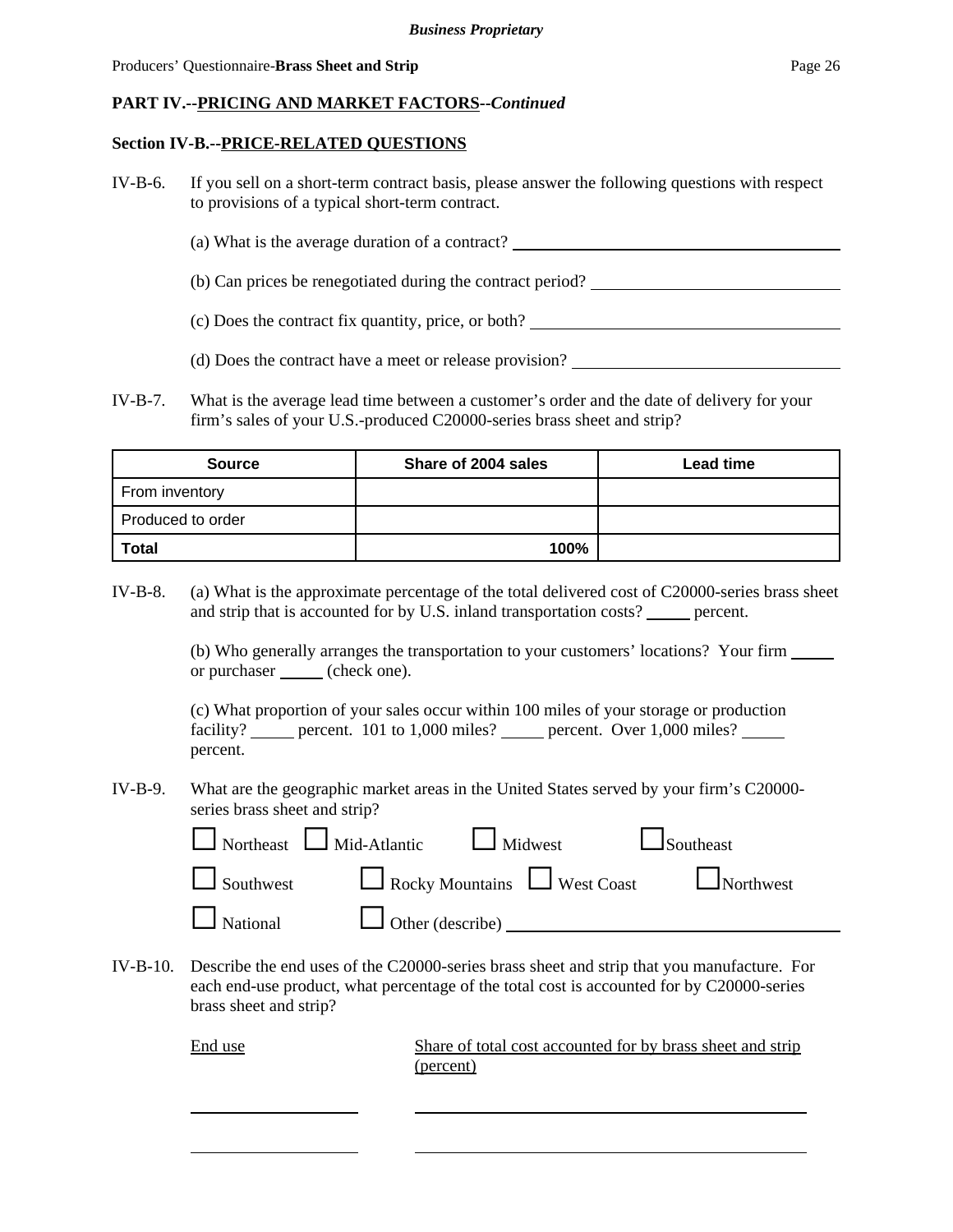**Business Proprietary**

Producers' Questionnaire-**Brass Sheet and Strip**

**PART IV.--PRICING AND MARKET FACTORS--*Continued***

**Section IV-B.--PRICE-RELATED QUESTIONS**

IV-B-6. If you sell on a short-term contract basis, please answer the following questions with respect to provisions of a typical short-term contract.

(a) What is the average duration of a contract? ______________________________

(b) Can prices be renegotiated during the contract period? ______________________

(c) Does the contract fix quantity, price, or both? ___________________________

(d) Does the contract have a meet or release provision? ______________________

IV-B-7. What is the average lead time between a customer's order and the date of delivery for your firm's sales of your U.S.-produced C20000-series brass sheet and strip?

| Source | Share of 2004 sales | Lead time |
|---|---|---|
| From inventory | | |
| Produced to order | | |
| **Total** | **100%** | |

IV-B-8. (a) What is the approximate percentage of the total delivered cost of C20000-series brass sheet and strip that is accounted for by U.S. inland transportation costs? _____ percent.

(b) Who generally arranges the transportation to your customers' locations? Your firm _____ or purchaser _____ (check one).

(c) What proportion of your sales occur within 100 miles of your storage or production facility? _____ percent. 101 to 1,000 miles? _____ percent. Over 1,000 miles? _____ percent.

IV-B-9. What are the geographic market areas in the United States served by your firm's C20000-series brass sheet and strip?

☐ Northeast ☐ Mid-Atlantic ☐ Midwest ☐ Southeast

☐ Southwest ☐ Rocky Mountains ☐ West Coast ☐ Northwest

☐ National ☐ Other (describe) ______________________________

IV-B-10. Describe the end uses of the C20000-series brass sheet and strip that you manufacture. For each end-use product, what percentage of the total cost is accounted for by C20000-series brass sheet and strip?

| End use | Share of total cost accounted for by brass sheet and strip (percent) |
|---|---|
| | |
| | |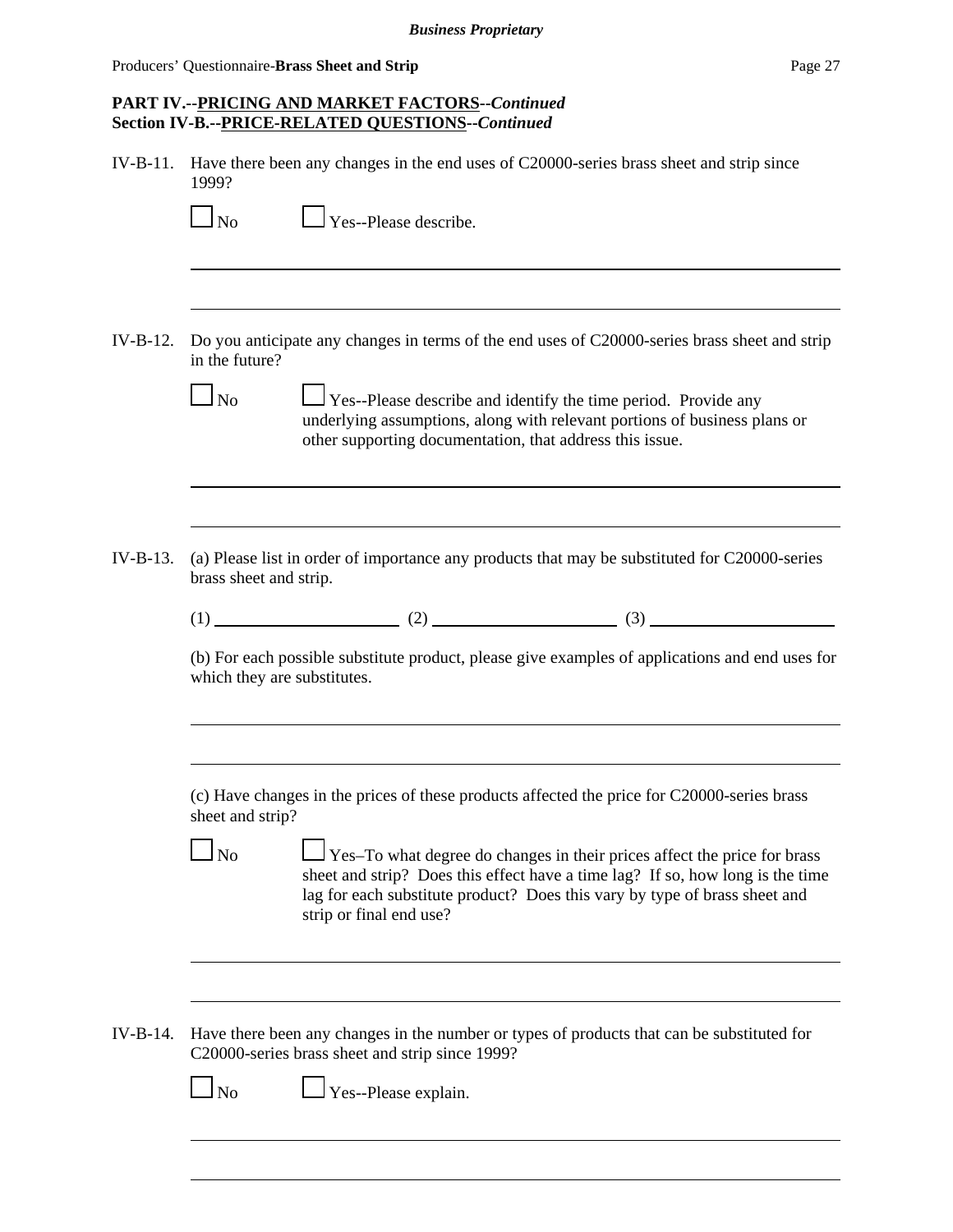**PART IV.--PRICING AND MARKET FACTORS--*Continued***
**Section IV-B.--PRICE-RELATED QUESTIONS--*Continued***

IV-B-11. Have there been any changes in the end uses of C20000-series brass sheet and strip since 1999?

☐ No ☐ Yes--Please describe.

\_\_\_\_\_\_\_\_\_\_\_\_\_\_\_\_\_\_\_\_\_\_\_\_\_\_\_\_\_\_\_\_\_\_\_\_\_\_\_\_\_\_\_\_\_\_\_\_\_\_\_\_\_\_\_\_\_\_\_\_\_\_\_\_\_\_\_\_\_\_\_\_\_\_

\_\_\_\_\_\_\_\_\_\_\_\_\_\_\_\_\_\_\_\_\_\_\_\_\_\_\_\_\_\_\_\_\_\_\_\_\_\_\_\_\_\_\_\_\_\_\_\_\_\_\_\_\_\_\_\_\_\_\_\_\_\_\_\_\_\_\_\_\_\_\_\_\_\_

IV-B-12. Do you anticipate any changes in terms of the end uses of C20000-series brass sheet and strip in the future?

☐ No ☐ Yes--Please describe and identify the time period. Provide any underlying assumptions, along with relevant portions of business plans or other supporting documentation, that address this issue.

\_\_\_\_\_\_\_\_\_\_\_\_\_\_\_\_\_\_\_\_\_\_\_\_\_\_\_\_\_\_\_\_\_\_\_\_\_\_\_\_\_\_\_\_\_\_\_\_\_\_\_\_\_\_\_\_\_\_\_\_\_\_\_\_\_\_\_\_\_\_\_\_\_\_

\_\_\_\_\_\_\_\_\_\_\_\_\_\_\_\_\_\_\_\_\_\_\_\_\_\_\_\_\_\_\_\_\_\_\_\_\_\_\_\_\_\_\_\_\_\_\_\_\_\_\_\_\_\_\_\_\_\_\_\_\_\_\_\_\_\_\_\_\_\_\_\_\_\_

IV-B-13. (a) Please list in order of importance any products that may be substituted for C20000-series brass sheet and strip.

(1) \_\_\_\_\_\_\_\_\_\_\_\_\_\_\_\_\_\_\_\_ (2) \_\_\_\_\_\_\_\_\_\_\_\_\_\_\_\_\_\_\_\_ (3) \_\_\_\_\_\_\_\_\_\_\_\_\_\_\_\_\_\_\_\_

(b) For each possible substitute product, please give examples of applications and end uses for which they are substitutes.

\_\_\_\_\_\_\_\_\_\_\_\_\_\_\_\_\_\_\_\_\_\_\_\_\_\_\_\_\_\_\_\_\_\_\_\_\_\_\_\_\_\_\_\_\_\_\_\_\_\_\_\_\_\_\_\_\_\_\_\_\_\_\_\_\_\_\_\_\_\_\_\_\_\_

\_\_\_\_\_\_\_\_\_\_\_\_\_\_\_\_\_\_\_\_\_\_\_\_\_\_\_\_\_\_\_\_\_\_\_\_\_\_\_\_\_\_\_\_\_\_\_\_\_\_\_\_\_\_\_\_\_\_\_\_\_\_\_\_\_\_\_\_\_\_\_\_\_\_

(c) Have changes in the prices of these products affected the price for C20000-series brass sheet and strip?

☐ No ☐ Yes–To what degree do changes in their prices affect the price for brass sheet and strip? Does this effect have a time lag? If so, how long is the time lag for each substitute product? Does this vary by type of brass sheet and strip or final end use?

\_\_\_\_\_\_\_\_\_\_\_\_\_\_\_\_\_\_\_\_\_\_\_\_\_\_\_\_\_\_\_\_\_\_\_\_\_\_\_\_\_\_\_\_\_\_\_\_\_\_\_\_\_\_\_\_\_\_\_\_\_\_\_\_\_\_\_\_\_\_\_\_\_\_

\_\_\_\_\_\_\_\_\_\_\_\_\_\_\_\_\_\_\_\_\_\_\_\_\_\_\_\_\_\_\_\_\_\_\_\_\_\_\_\_\_\_\_\_\_\_\_\_\_\_\_\_\_\_\_\_\_\_\_\_\_\_\_\_\_\_\_\_\_\_\_\_\_\_

IV-B-14. Have there been any changes in the number or types of products that can be substituted for C20000-series brass sheet and strip since 1999?

☐ No ☐ Yes--Please explain.

\_\_\_\_\_\_\_\_\_\_\_\_\_\_\_\_\_\_\_\_\_\_\_\_\_\_\_\_\_\_\_\_\_\_\_\_\_\_\_\_\_\_\_\_\_\_\_\_\_\_\_\_\_\_\_\_\_\_\_\_\_\_\_\_\_\_\_\_\_\_\_\_\_\_

\_\_\_\_\_\_\_\_\_\_\_\_\_\_\_\_\_\_\_\_\_\_\_\_\_\_\_\_\_\_\_\_\_\_\_\_\_\_\_\_\_\_\_\_\_\_\_\_\_\_\_\_\_\_\_\_\_\_\_\_\_\_\_\_\_\_\_\_\_\_\_\_\_\_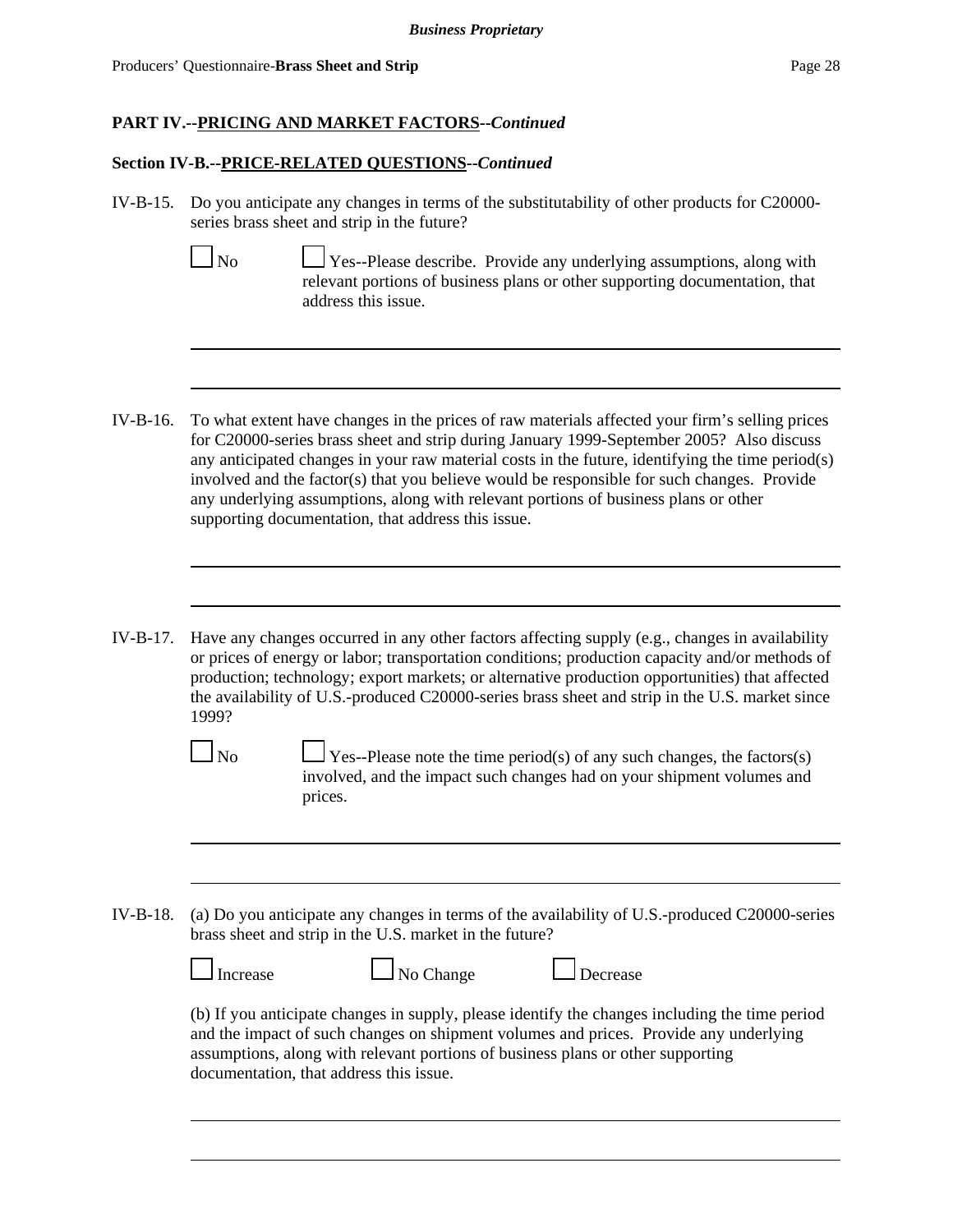**PART IV.--PRICING AND MARKET FACTORS--*Continued***

**Section IV-B.--PRICE-RELATED QUESTIONS--*Continued***

IV-B-15. Do you anticipate any changes in terms of the substitutability of other products for C20000-series brass sheet and strip in the future?

☐ No ☐ Yes--Please describe. Provide any underlying assumptions, along with relevant portions of business plans or other supporting documentation, that address this issue.

______________________________________________________________________

______________________________________________________________________

IV-B-16. To what extent have changes in the prices of raw materials affected your firm's selling prices for C20000-series brass sheet and strip during January 1999-September 2005? Also discuss any anticipated changes in your raw material costs in the future, identifying the time period(s) involved and the factor(s) that you believe would be responsible for such changes. Provide any underlying assumptions, along with relevant portions of business plans or other supporting documentation, that address this issue.

______________________________________________________________________

______________________________________________________________________

IV-B-17. Have any changes occurred in any other factors affecting supply (e.g., changes in availability or prices of energy or labor; transportation conditions; production capacity and/or methods of production; technology; export markets; or alternative production opportunities) that affected the availability of U.S.-produced C20000-series brass sheet and strip in the U.S. market since 1999?

☐ No ☐ Yes--Please note the time period(s) of any such changes, the factors(s) involved, and the impact such changes had on your shipment volumes and prices.

______________________________________________________________________

______________________________________________________________________

IV-B-18. (a) Do you anticipate any changes in terms of the availability of U.S.-produced C20000-series brass sheet and strip in the U.S. market in the future?

☐ Increase ☐ No Change ☐ Decrease

(b) If you anticipate changes in supply, please identify the changes including the time period and the impact of such changes on shipment volumes and prices. Provide any underlying assumptions, along with relevant portions of business plans or other supporting documentation, that address this issue.

______________________________________________________________________

______________________________________________________________________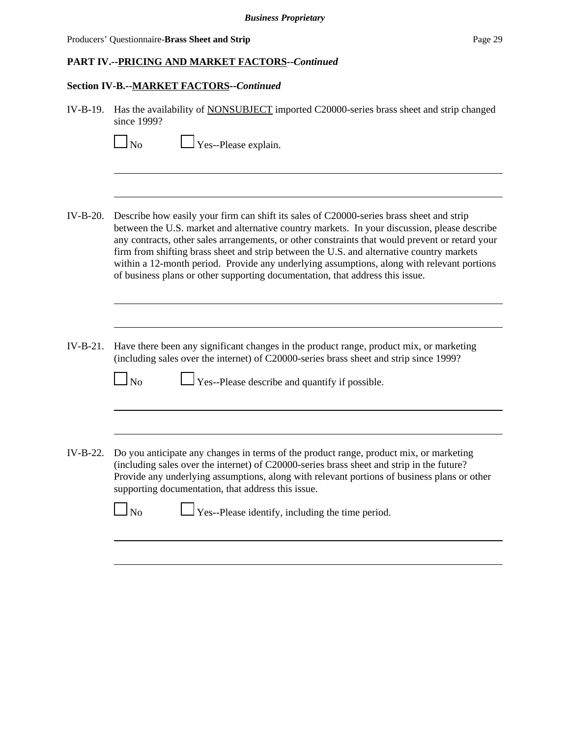**PART IV.--PRICING AND MARKET FACTORS--*Continued***

**Section IV-B.--MARKET FACTORS--*Continued***

IV-B-19. Has the availability of NONSUBJECT imported C20000-series brass sheet and strip changed since 1999?

☐ No ☐ Yes--Please explain.

IV-B-20. Describe how easily your firm can shift its sales of C20000-series brass sheet and strip between the U.S. market and alternative country markets. In your discussion, please describe any contracts, other sales arrangements, or other constraints that would prevent or retard your firm from shifting brass sheet and strip between the U.S. and alternative country markets within a 12-month period. Provide any underlying assumptions, along with relevant portions of business plans or other supporting documentation, that address this issue.

IV-B-21. Have there been any significant changes in the product range, product mix, or marketing (including sales over the internet) of C20000-series brass sheet and strip since 1999?

☐ No ☐ Yes--Please describe and quantify if possible.

IV-B-22. Do you anticipate any changes in terms of the product range, product mix, or marketing (including sales over the internet) of C20000-series brass sheet and strip in the future? Provide any underlying assumptions, along with relevant portions of business plans or other supporting documentation, that address this issue.

☐ No ☐ Yes--Please identify, including the time period.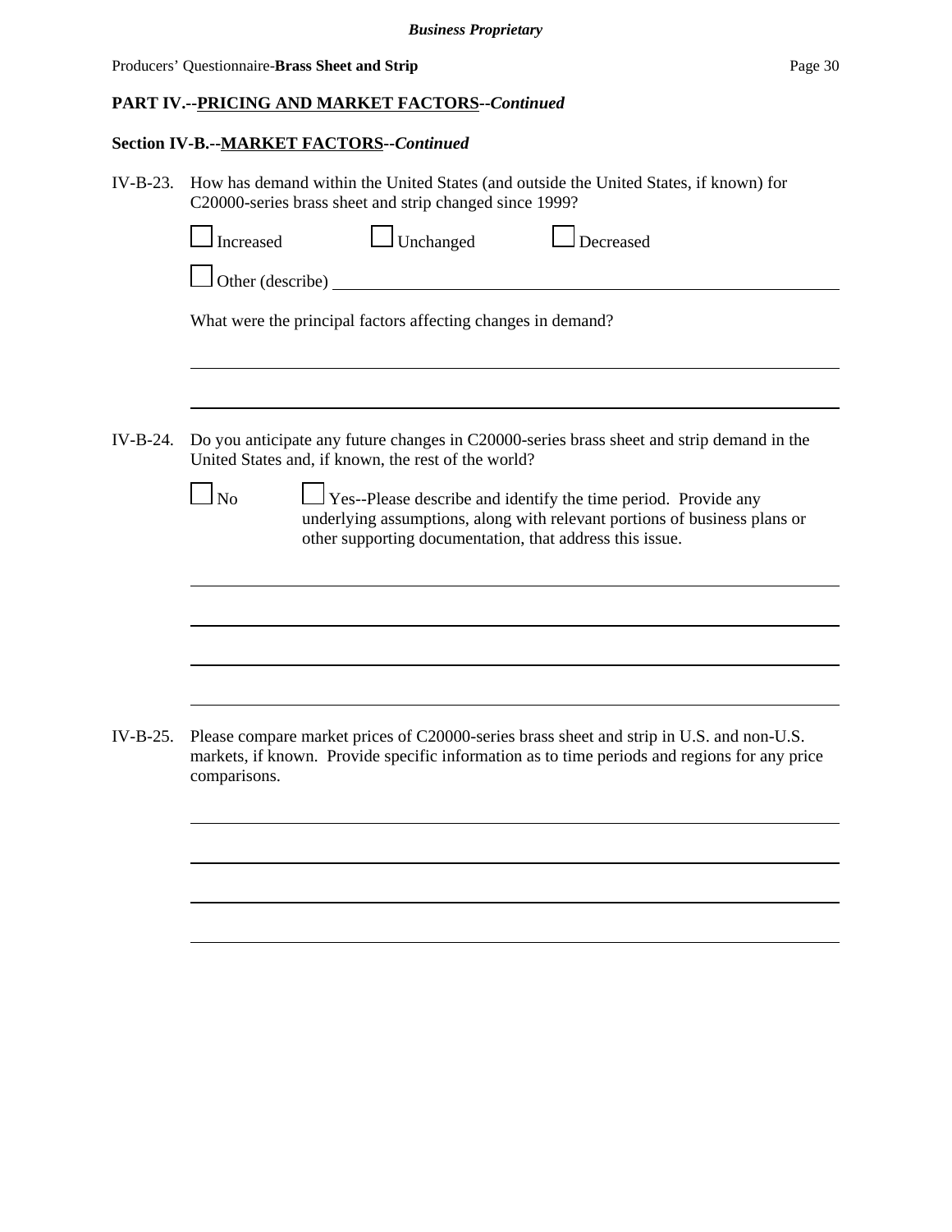## PART IV.--PRICING AND MARKET FACTORS--*Continued*

### Section IV-B.--MARKET FACTORS--*Continued*

IV-B-23. How has demand within the United States (and outside the United States, if known) for C20000-series brass sheet and strip changed since 1999?

☐ Increased ☐ Unchanged ☐ Decreased

☐ Other (describe) ______________________________________________

What were the principal factors affecting changes in demand?

______________________________________________

______________________________________________

IV-B-24. Do you anticipate any future changes in C20000-series brass sheet and strip demand in the United States and, if known, the rest of the world?

☐ No ☐ Yes--Please describe and identify the time period. Provide any underlying assumptions, along with relevant portions of business plans or other supporting documentation, that address this issue.

______________________________________________

______________________________________________

______________________________________________

______________________________________________

IV-B-25. Please compare market prices of C20000-series brass sheet and strip in U.S. and non-U.S. markets, if known. Provide specific information as to time periods and regions for any price comparisons.

______________________________________________

______________________________________________

______________________________________________

______________________________________________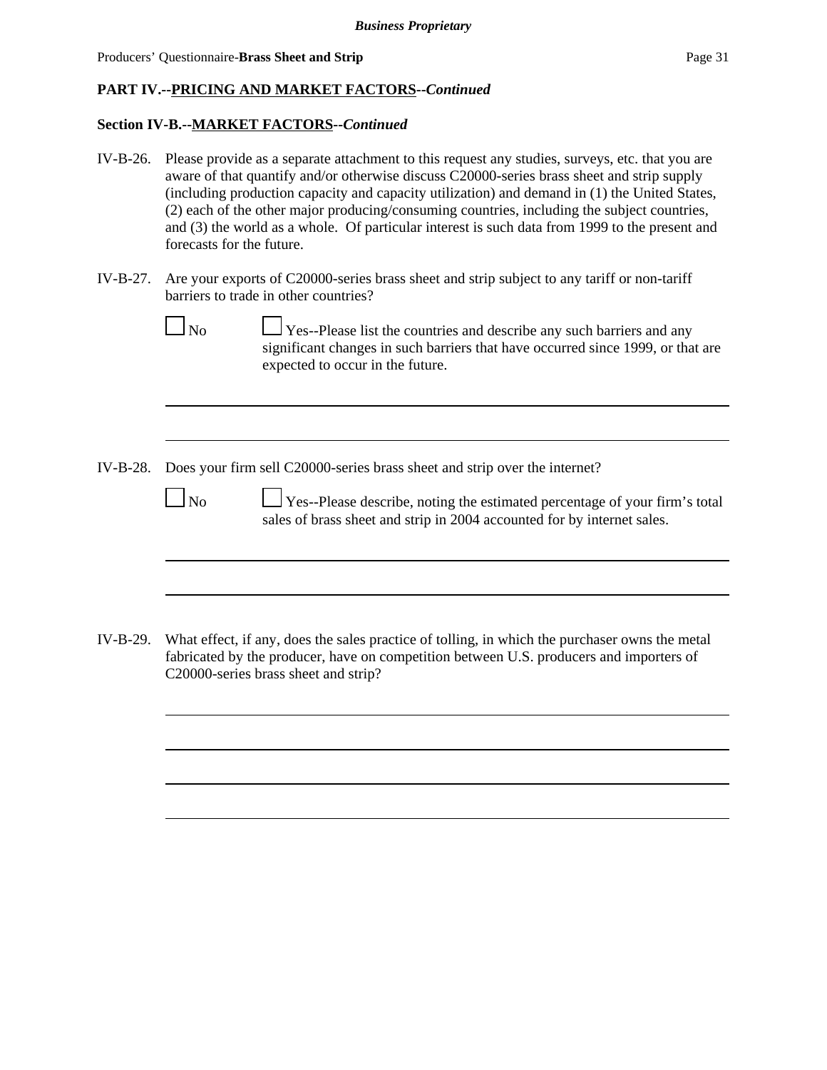**PART IV.--PRICING AND MARKET FACTORS--*Continued***

**Section IV-B.--MARKET FACTORS--*Continued***

IV-B-26. Please provide as a separate attachment to this request any studies, surveys, etc. that you are aware of that quantify and/or otherwise discuss C20000-series brass sheet and strip supply (including production capacity and capacity utilization) and demand in (1) the United States, (2) each of the other major producing/consuming countries, including the subject countries, and (3) the world as a whole. Of particular interest is such data from 1999 to the present and forecasts for the future.

IV-B-27. Are your exports of C20000-series brass sheet and strip subject to any tariff or non-tariff barriers to trade in other countries?

☐ No ☐ Yes--Please list the countries and describe any such barriers and any significant changes in such barriers that have occurred since 1999, or that are expected to occur in the future.

IV-B-28. Does your firm sell C20000-series brass sheet and strip over the internet?

☐ No ☐ Yes--Please describe, noting the estimated percentage of your firm's total sales of brass sheet and strip in 2004 accounted for by internet sales.

IV-B-29. What effect, if any, does the sales practice of tolling, in which the purchaser owns the metal fabricated by the producer, have on competition between U.S. producers and importers of C20000-series brass sheet and strip?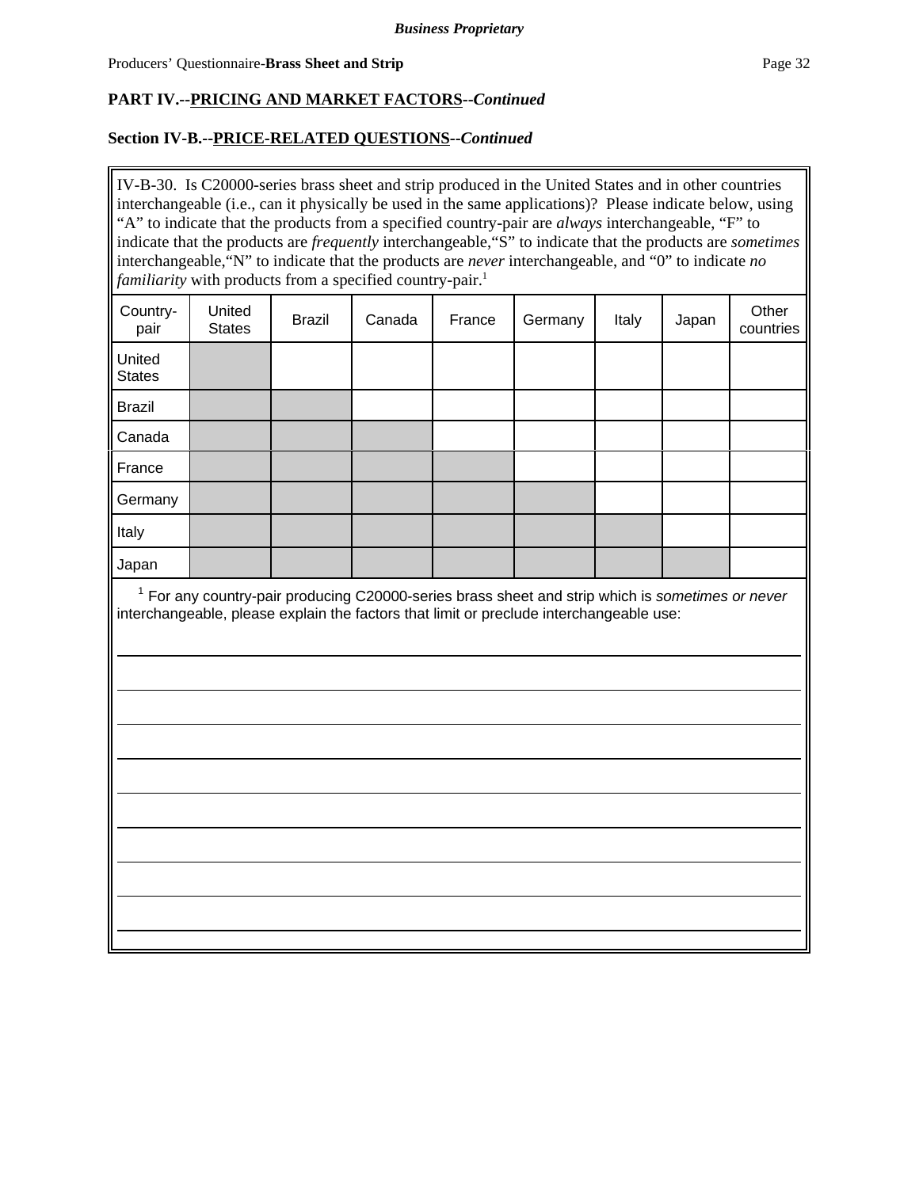**Business Proprietary**

Producers' Questionnaire-**Brass Sheet and Strip**

**PART IV.--PRICING AND MARKET FACTORS--*Continued***

**Section IV-B.--PRICE-RELATED QUESTIONS--*Continued***

IV-B-30. Is C20000-series brass sheet and strip produced in the United States and in other countries interchangeable (i.e., can it physically be used in the same applications)? Please indicate below, using "A" to indicate that the products from a specified country-pair are *always* interchangeable, "F" to indicate that the products are *frequently* interchangeable, "S" to indicate that the products are *sometimes* interchangeable, "N" to indicate that the products are *never* interchangeable, and "0" to indicate *no familiarity* with products from a specified country-pair.[1]

| Country-pair | United States | Brazil | Canada | France | Germany | Italy | Japan | Other countries |
|---|---|---|---|---|---|---|---|---|
| United States | | | | | | | | |
| Brazil | | | | | | | | |
| Canada | | | | | | | | |
| France | | | | | | | | |
| Germany | | | | | | | | |
| Italy | | | | | | | | |
| Japan | | | | | | | | |

[1] For any country-pair producing C20000-series brass sheet and strip which is *sometimes or never* interchangeable, please explain the factors that limit or preclude interchangeable use:

______________________________________________________________________

______________________________________________________________________

______________________________________________________________________

______________________________________________________________________

______________________________________________________________________

______________________________________________________________________

______________________________________________________________________

______________________________________________________________________

______________________________________________________________________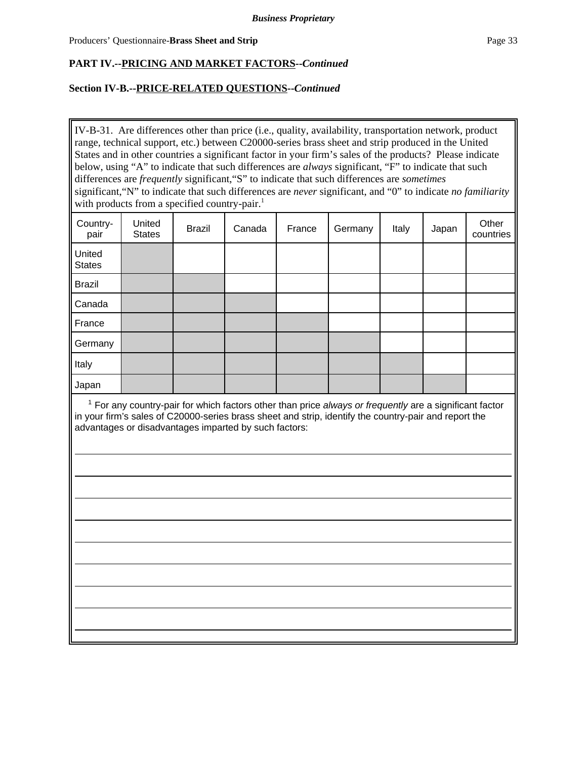**Business Proprietary**

Producers' Questionnaire-**Brass Sheet and Strip**

**PART IV.--PRICING AND MARKET FACTORS--*Continued***

**Section IV-B.--PRICE-RELATED QUESTIONS--*Continued***

IV-B-31. Are differences other than price (i.e., quality, availability, transportation network, product range, technical support, etc.) between C20000-series brass sheet and strip produced in the United States and in other countries a significant factor in your firm's sales of the products? Please indicate below, using "A" to indicate that such differences are *always* significant, "F" to indicate that such differences are *frequently* significant, "S" to indicate that such differences are *sometimes* significant, "N" to indicate that such differences are *never* significant, and "0" to indicate *no familiarity* with products from a specified country-pair.[1]

| Country-pair | United States | Brazil | Canada | France | Germany | Italy | Japan | Other countries |
|---|---|---|---|---|---|---|---|---|
| United States | | | | | | | | |
| Brazil | | | | | | | | |
| Canada | | | | | | | | |
| France | | | | | | | | |
| Germany | | | | | | | | |
| Italy | | | | | | | | |
| Japan | | | | | | | | |

[1] For any country-pair for which factors other than price *always or frequently* are a significant factor in your firm's sales of C20000-series brass sheet and strip, identify the country-pair and report the advantages or disadvantages imparted by such factors: